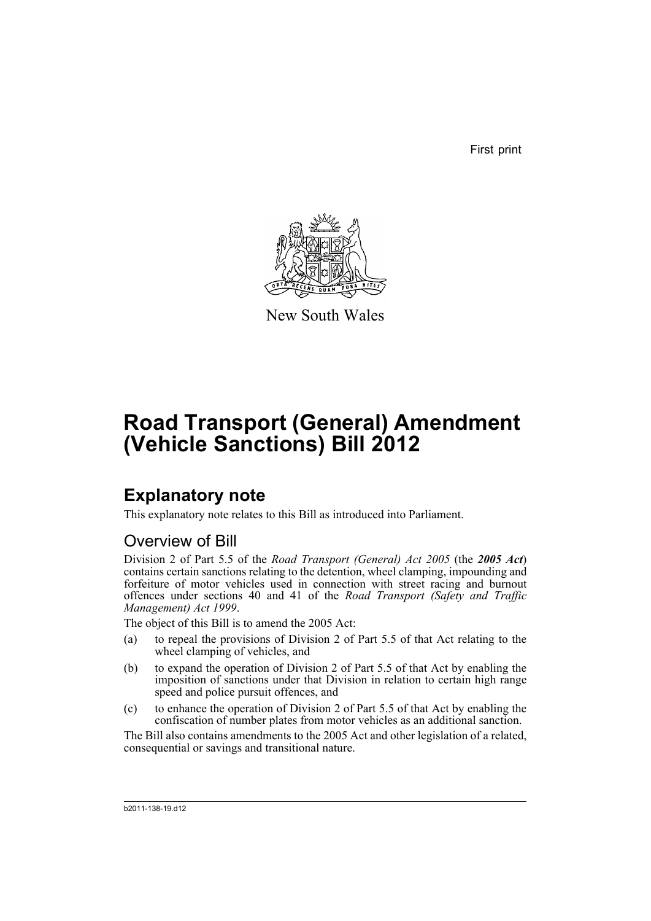First print

New South Wales

# Road Transport (General) Amendment (Vehicle Sanctions) Bill 2012

## Explanatory note

This explanatory note relates to this Bill as introduced into Parliament.

### Overview of Bill

Division 2 of Part 5.5 of the *Road Transport (General) Act 2005* (the ***2005 Act***) contains certain sanctions relating to the detention, wheel clamping, impounding and forfeiture of motor vehicles used in connection with street racing and burnout offences under sections 40 and 41 of the *Road Transport (Safety and Traffic Management) Act 1999*.

The object of this Bill is to amend the 2005 Act:

(a) to repeal the provisions of Division 2 of Part 5.5 of that Act relating to the wheel clamping of vehicles, and

(b) to expand the operation of Division 2 of Part 5.5 of that Act by enabling the imposition of sanctions under that Division in relation to certain high range speed and police pursuit offences, and

(c) to enhance the operation of Division 2 of Part 5.5 of that Act by enabling the confiscation of number plates from motor vehicles as an additional sanction.

The Bill also contains amendments to the 2005 Act and other legislation of a related, consequential or savings and transitional nature.

b2011-138-19.d12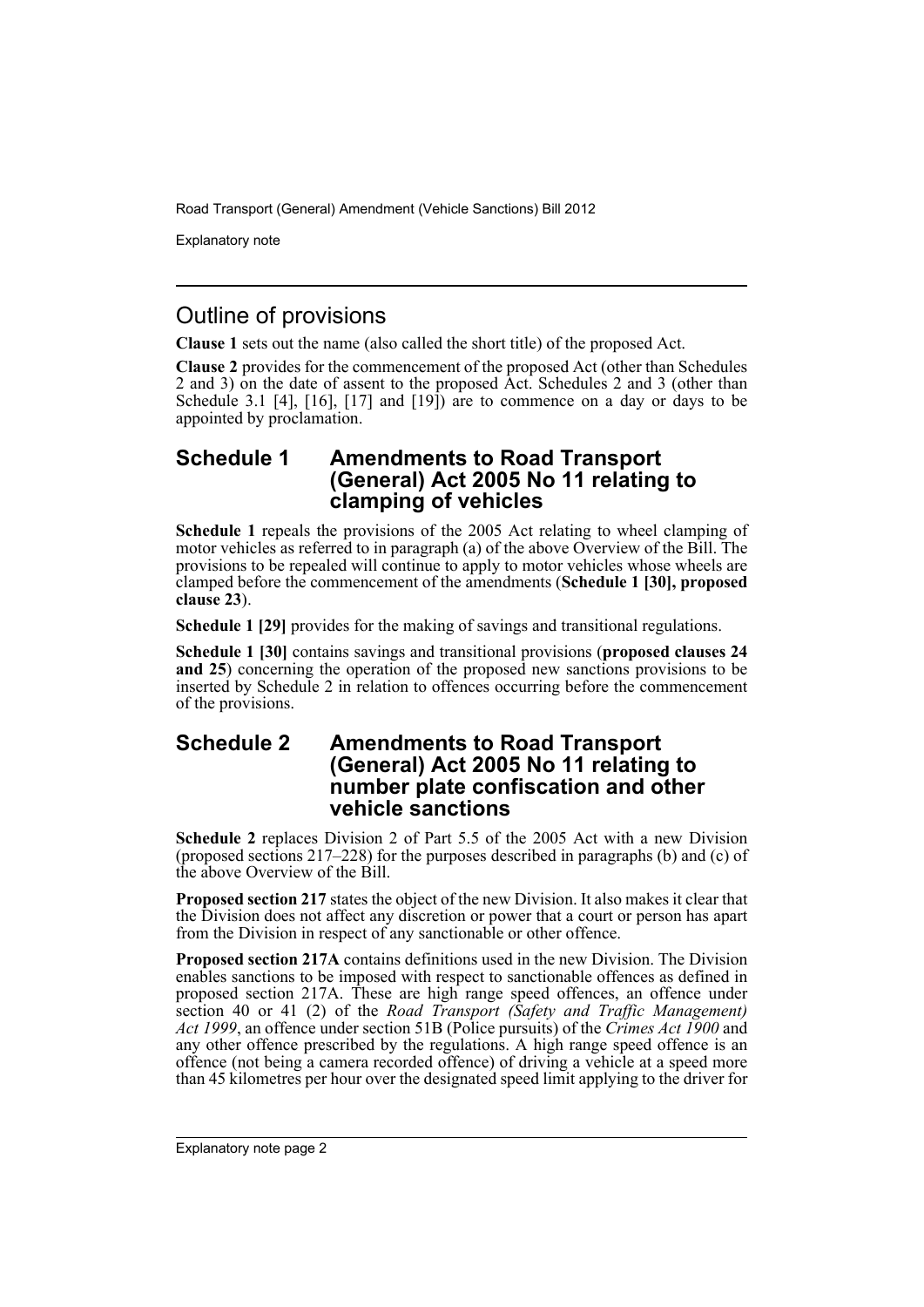## Outline of provisions

**Clause 1** sets out the name (also called the short title) of the proposed Act.

**Clause 2** provides for the commencement of the proposed Act (other than Schedules 2 and 3) on the date of assent to the proposed Act. Schedules 2 and 3 (other than Schedule 3.1 [4], [16], [17] and [19]) are to commence on a day or days to be appointed by proclamation.

## Schedule 1 Amendments to Road Transport (General) Act 2005 No 11 relating to clamping of vehicles

**Schedule 1** repeals the provisions of the 2005 Act relating to wheel clamping of motor vehicles as referred to in paragraph (a) of the above Overview of the Bill. The provisions to be repealed will continue to apply to motor vehicles whose wheels are clamped before the commencement of the amendments (**Schedule 1 [30], proposed clause 23**).

**Schedule 1 [29]** provides for the making of savings and transitional regulations.

**Schedule 1 [30]** contains savings and transitional provisions (**proposed clauses 24 and 25**) concerning the operation of the proposed new sanctions provisions to be inserted by Schedule 2 in relation to offences occurring before the commencement of the provisions.

## Schedule 2 Amendments to Road Transport (General) Act 2005 No 11 relating to number plate confiscation and other vehicle sanctions

**Schedule 2** replaces Division 2 of Part 5.5 of the 2005 Act with a new Division (proposed sections 217–228) for the purposes described in paragraphs (b) and (c) of the above Overview of the Bill.

**Proposed section 217** states the object of the new Division. It also makes it clear that the Division does not affect any discretion or power that a court or person has apart from the Division in respect of any sanctionable or other offence.

**Proposed section 217A** contains definitions used in the new Division. The Division enables sanctions to be imposed with respect to sanctionable offences as defined in proposed section 217A. These are high range speed offences, an offence under section 40 or 41 (2) of the *Road Transport (Safety and Traffic Management) Act 1999*, an offence under section 51B (Police pursuits) of the *Crimes Act 1900* and any other offence prescribed by the regulations. A high range speed offence is an offence (not being a camera recorded offence) of driving a vehicle at a speed more than 45 kilometres per hour over the designated speed limit applying to the driver for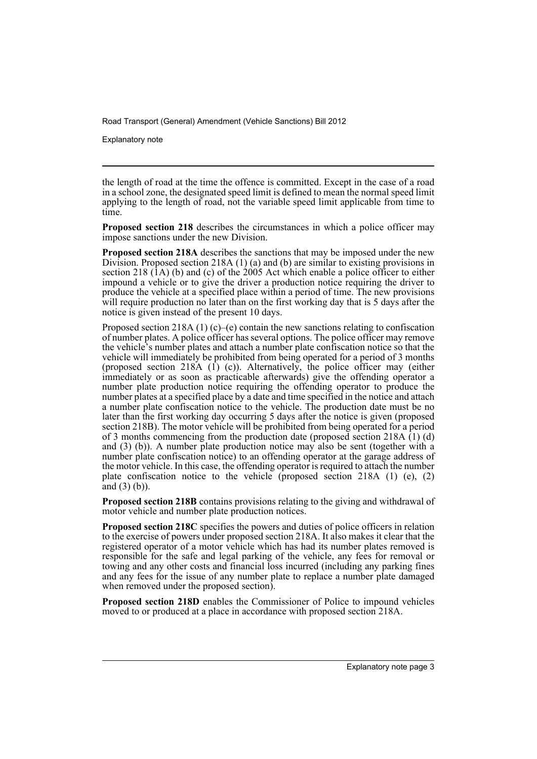the length of road at the time the offence is committed. Except in the case of a road in a school zone, the designated speed limit is defined to mean the normal speed limit applying to the length of road, not the variable speed limit applicable from time to time.

**Proposed section 218** describes the circumstances in which a police officer may impose sanctions under the new Division.

**Proposed section 218A** describes the sanctions that may be imposed under the new Division. Proposed section 218A (1) (a) and (b) are similar to existing provisions in section 218 (1A) (b) and (c) of the 2005 Act which enable a police officer to either impound a vehicle or to give the driver a production notice requiring the driver to produce the vehicle at a specified place within a period of time. The new provisions will require production no later than on the first working day that is 5 days after the notice is given instead of the present 10 days.

Proposed section 218A (1) (c)–(e) contain the new sanctions relating to confiscation of number plates. A police officer has several options. The police officer may remove the vehicle's number plates and attach a number plate confiscation notice so that the vehicle will immediately be prohibited from being operated for a period of 3 months (proposed section 218A (1) (c)). Alternatively, the police officer may (either immediately or as soon as practicable afterwards) give the offending operator a number plate production notice requiring the offending operator to produce the number plates at a specified place by a date and time specified in the notice and attach a number plate confiscation notice to the vehicle. The production date must be no later than the first working day occurring 5 days after the notice is given (proposed section 218B). The motor vehicle will be prohibited from being operated for a period of 3 months commencing from the production date (proposed section 218A (1) (d) and (3) (b)). A number plate production notice may also be sent (together with a number plate confiscation notice) to an offending operator at the garage address of the motor vehicle. In this case, the offending operator is required to attach the number plate confiscation notice to the vehicle (proposed section 218A (1) (e), (2) and (3) (b)).

**Proposed section 218B** contains provisions relating to the giving and withdrawal of motor vehicle and number plate production notices.

**Proposed section 218C** specifies the powers and duties of police officers in relation to the exercise of powers under proposed section 218A. It also makes it clear that the registered operator of a motor vehicle which has had its number plates removed is responsible for the safe and legal parking of the vehicle, any fees for removal or towing and any other costs and financial loss incurred (including any parking fines and any fees for the issue of any number plate to replace a number plate damaged when removed under the proposed section).

**Proposed section 218D** enables the Commissioner of Police to impound vehicles moved to or produced at a place in accordance with proposed section 218A.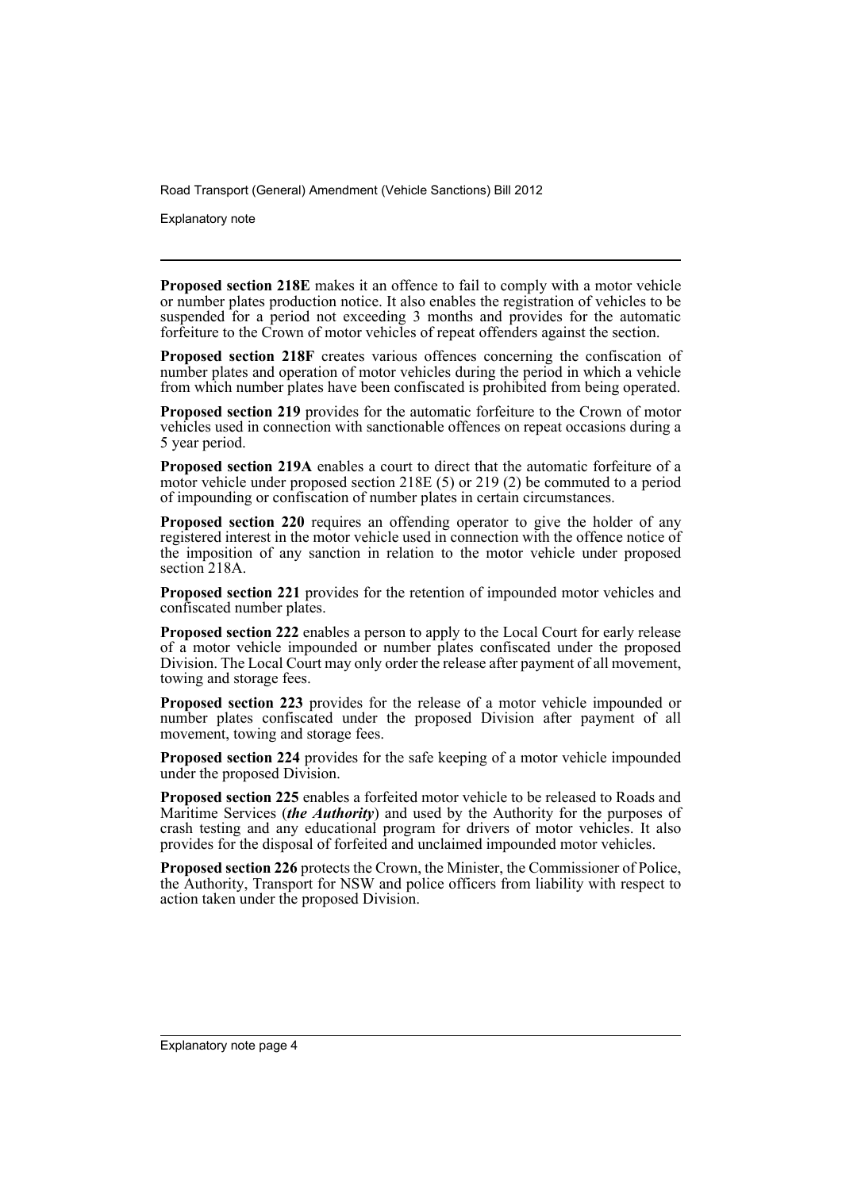**Proposed section 218E** makes it an offence to fail to comply with a motor vehicle or number plates production notice. It also enables the registration of vehicles to be suspended for a period not exceeding 3 months and provides for the automatic forfeiture to the Crown of motor vehicles of repeat offenders against the section.

**Proposed section 218F** creates various offences concerning the confiscation of number plates and operation of motor vehicles during the period in which a vehicle from which number plates have been confiscated is prohibited from being operated.

**Proposed section 219** provides for the automatic forfeiture to the Crown of motor vehicles used in connection with sanctionable offences on repeat occasions during a 5 year period.

**Proposed section 219A** enables a court to direct that the automatic forfeiture of a motor vehicle under proposed section 218E (5) or 219 (2) be commuted to a period of impounding or confiscation of number plates in certain circumstances.

**Proposed section 220** requires an offending operator to give the holder of any registered interest in the motor vehicle used in connection with the offence notice of the imposition of any sanction in relation to the motor vehicle under proposed section 218A.

**Proposed section 221** provides for the retention of impounded motor vehicles and confiscated number plates.

**Proposed section 222** enables a person to apply to the Local Court for early release of a motor vehicle impounded or number plates confiscated under the proposed Division. The Local Court may only order the release after payment of all movement, towing and storage fees.

**Proposed section 223** provides for the release of a motor vehicle impounded or number plates confiscated under the proposed Division after payment of all movement, towing and storage fees.

**Proposed section 224** provides for the safe keeping of a motor vehicle impounded under the proposed Division.

**Proposed section 225** enables a forfeited motor vehicle to be released to Roads and Maritime Services (***the Authority***) and used by the Authority for the purposes of crash testing and any educational program for drivers of motor vehicles. It also provides for the disposal of forfeited and unclaimed impounded motor vehicles.

**Proposed section 226** protects the Crown, the Minister, the Commissioner of Police, the Authority, Transport for NSW and police officers from liability with respect to action taken under the proposed Division.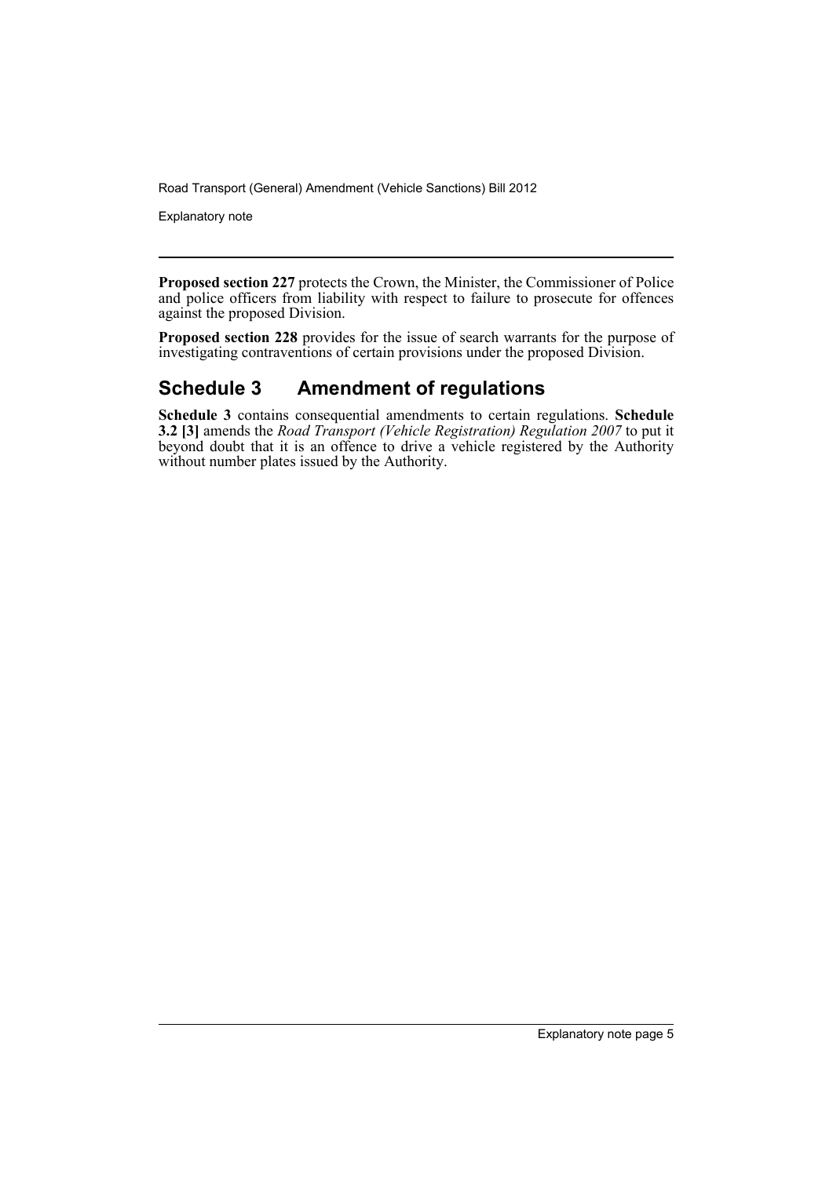**Proposed section 227** protects the Crown, the Minister, the Commissioner of Police and police officers from liability with respect to failure to prosecute for offences against the proposed Division.

**Proposed section 228** provides for the issue of search warrants for the purpose of investigating contraventions of certain provisions under the proposed Division.

## Schedule 3 Amendment of regulations

**Schedule 3** contains consequential amendments to certain regulations. **Schedule 3.2 [3]** amends the *Road Transport (Vehicle Registration) Regulation 2007* to put it beyond doubt that it is an offence to drive a vehicle registered by the Authority without number plates issued by the Authority.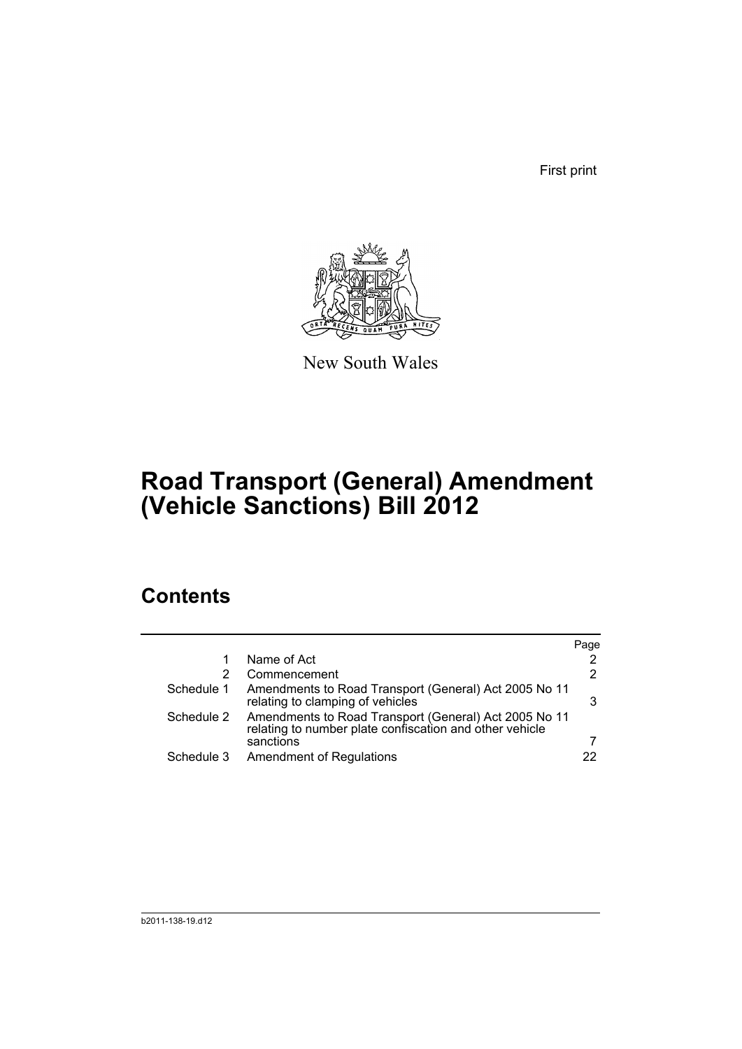First print

New South Wales

# Road Transport (General) Amendment (Vehicle Sanctions) Bill 2012

## Contents

| | | Page |
|---|---|---|
| 1 | Name of Act | 2 |
| 2 | Commencement | 2 |
| Schedule 1 | Amendments to Road Transport (General) Act 2005 No 11 relating to clamping of vehicles | 3 |
| Schedule 2 | Amendments to Road Transport (General) Act 2005 No 11 relating to number plate confiscation and other vehicle sanctions | 7 |
| Schedule 3 | Amendment of Regulations | 22 |

b2011-138-19.d12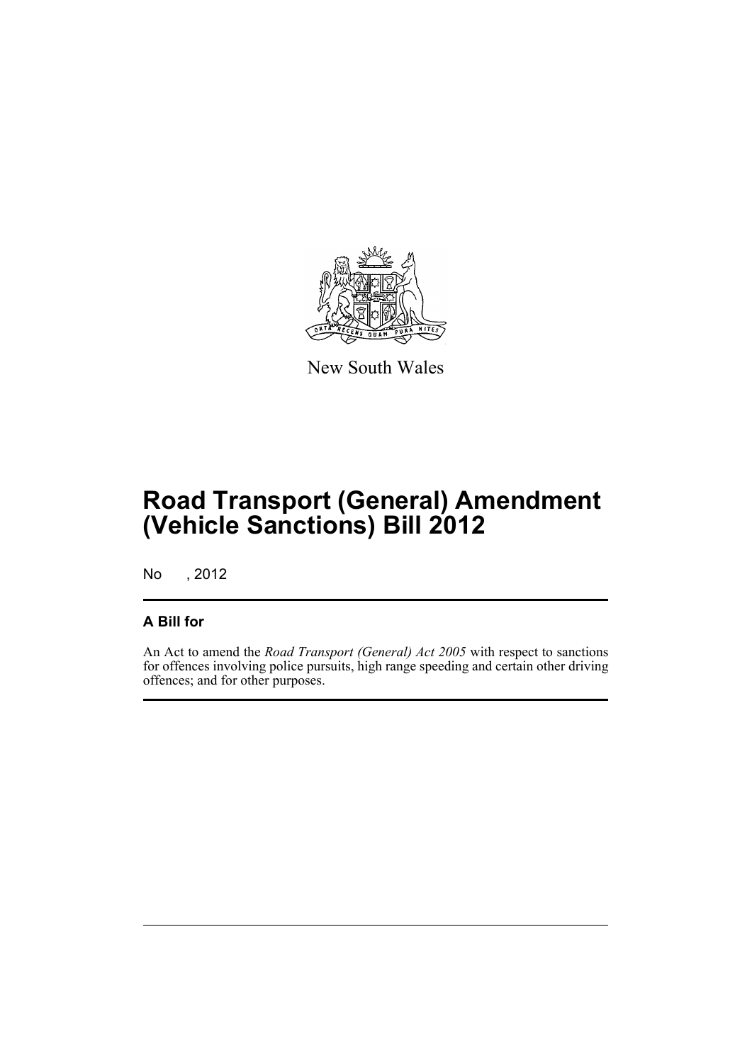New South Wales

# Road Transport (General) Amendment (Vehicle Sanctions) Bill 2012

No , 2012

## A Bill for

An Act to amend the *Road Transport (General) Act 2005* with respect to sanctions for offences involving police pursuits, high range speeding and certain other driving offences; and for other purposes.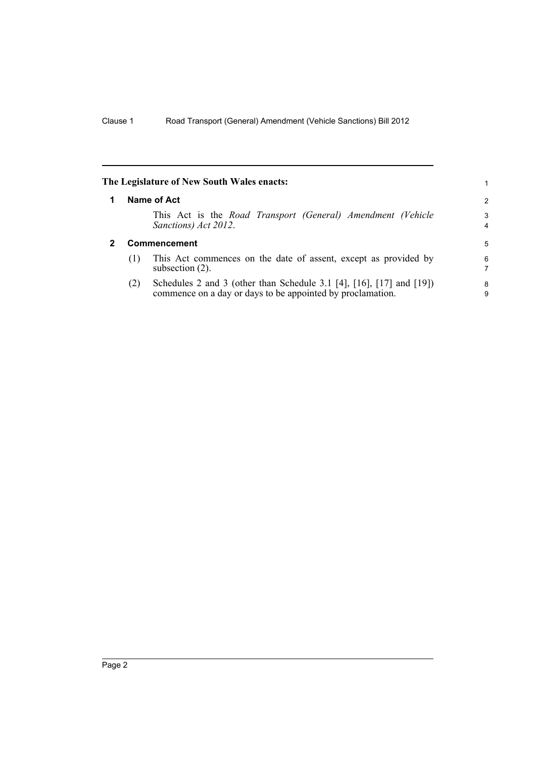**The Legislature of New South Wales enacts:**

## 1 Name of Act

This Act is the *Road Transport (General) Amendment (Vehicle Sanctions) Act 2012*.

## 2 Commencement

(1) This Act commences on the date of assent, except as provided by subsection (2).

(2) Schedules 2 and 3 (other than Schedule 3.1 [4], [16], [17] and [19]) commence on a day or days to be appointed by proclamation.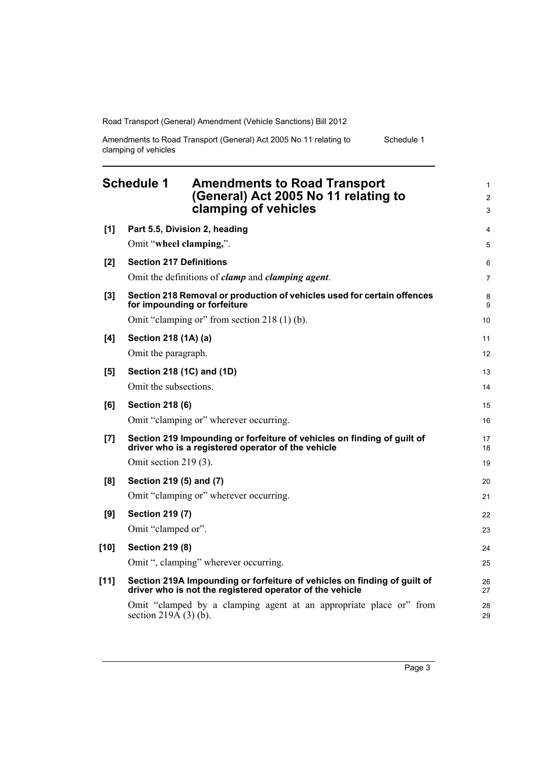# Schedule 1 Amendments to Road Transport (General) Act 2005 No 11 relating to clamping of vehicles

**[1] Part 5.5, Division 2, heading**

Omit "**wheel clamping,**".

**[2] Section 217 Definitions**

Omit the definitions of ***clamp*** and ***clamping agent***.

**[3] Section 218 Removal or production of vehicles used for certain offences for impounding or forfeiture**

Omit "clamping or" from section 218 (1) (b).

**[4] Section 218 (1A) (a)**

Omit the paragraph.

**[5] Section 218 (1C) and (1D)**

Omit the subsections.

**[6] Section 218 (6)**

Omit "clamping or" wherever occurring.

**[7] Section 219 Impounding or forfeiture of vehicles on finding of guilt of driver who is a registered operator of the vehicle**

Omit section 219 (3).

**[8] Section 219 (5) and (7)**

Omit "clamping or" wherever occurring.

**[9] Section 219 (7)**

Omit "clamped or".

**[10] Section 219 (8)**

Omit ", clamping" wherever occurring.

**[11] Section 219A Impounding or forfeiture of vehicles on finding of guilt of driver who is not the registered operator of the vehicle**

Omit "clamped by a clamping agent at an appropriate place or" from section 219A (3) (b).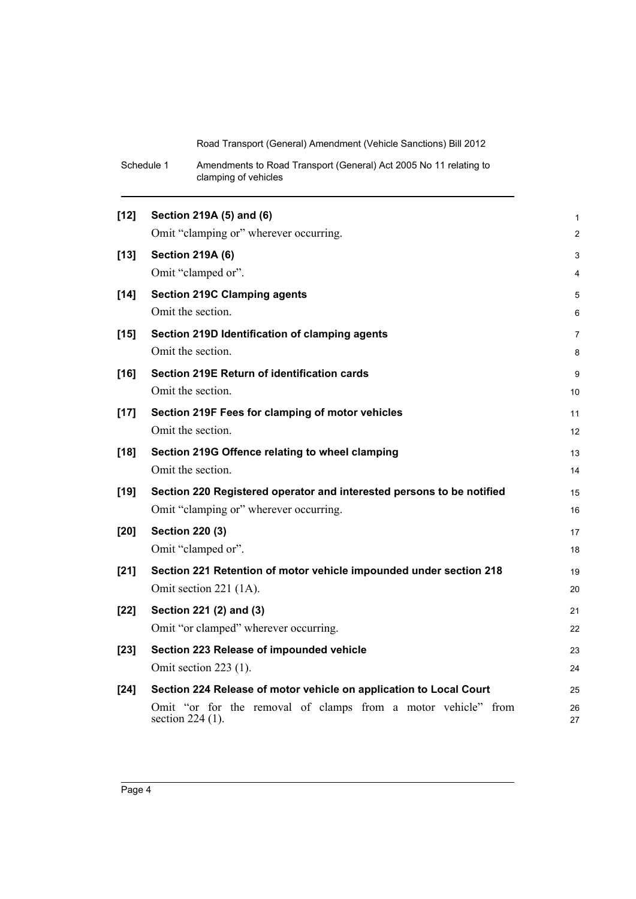**[12] Section 219A (5) and (6)**

Omit "clamping or" wherever occurring.

**[13] Section 219A (6)**

Omit "clamped or".

**[14] Section 219C Clamping agents**

Omit the section.

**[15] Section 219D Identification of clamping agents**

Omit the section.

**[16] Section 219E Return of identification cards**

Omit the section.

**[17] Section 219F Fees for clamping of motor vehicles**

Omit the section.

**[18] Section 219G Offence relating to wheel clamping**

Omit the section.

**[19] Section 220 Registered operator and interested persons to be notified**

Omit "clamping or" wherever occurring.

**[20] Section 220 (3)**

Omit "clamped or".

**[21] Section 221 Retention of motor vehicle impounded under section 218**

Omit section 221 (1A).

**[22] Section 221 (2) and (3)**

Omit "or clamped" wherever occurring.

**[23] Section 223 Release of impounded vehicle**

Omit section 223 (1).

**[24] Section 224 Release of motor vehicle on application to Local Court**

Omit "or for the removal of clamps from a motor vehicle" from section 224 (1).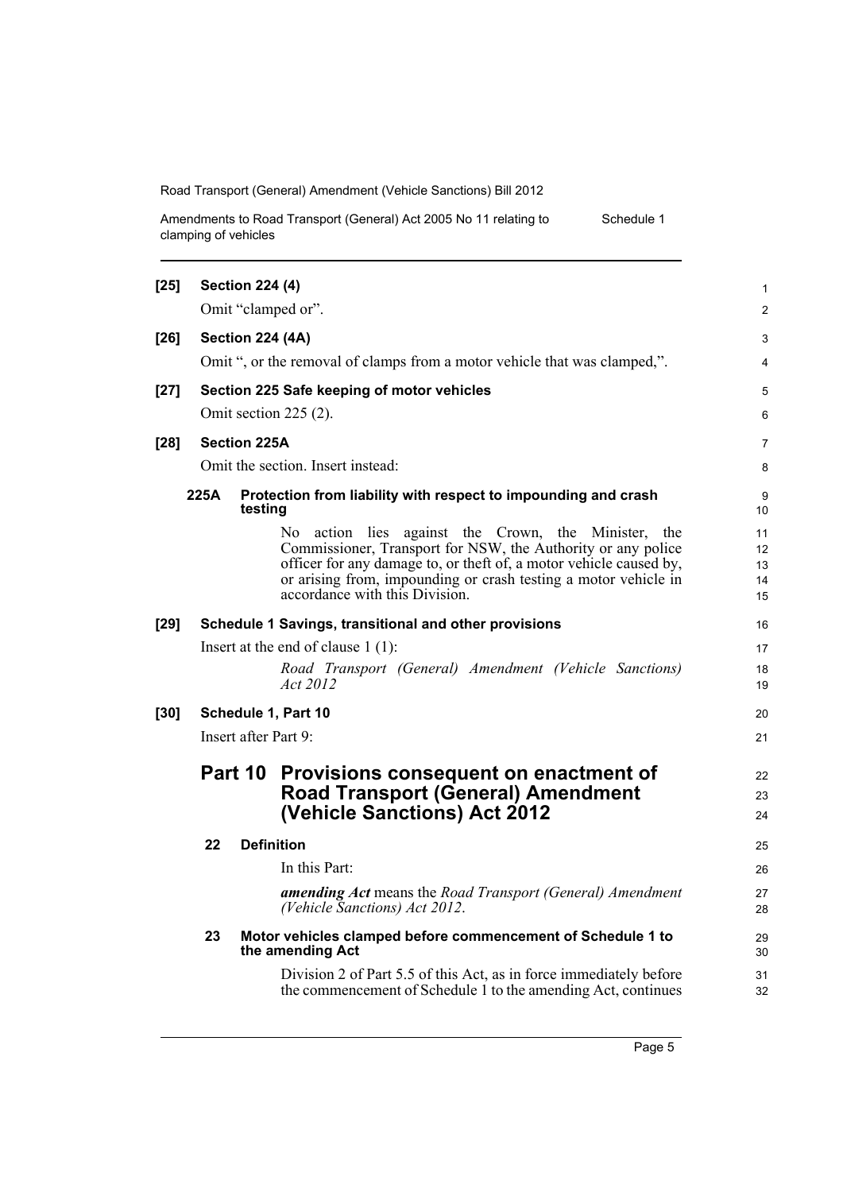**[25] Section 224 (4)**

Omit "clamped or".

**[26] Section 224 (4A)**

Omit ", or the removal of clamps from a motor vehicle that was clamped,".

**[27] Section 225 Safe keeping of motor vehicles**

Omit section 225 (2).

**[28] Section 225A**

Omit the section. Insert instead:

**225A Protection from liability with respect to impounding and crash testing**

No action lies against the Crown, the Minister, the Commissioner, Transport for NSW, the Authority or any police officer for any damage to, or theft of, a motor vehicle caused by, or arising from, impounding or crash testing a motor vehicle in accordance with this Division.

**[29] Schedule 1 Savings, transitional and other provisions**

Insert at the end of clause 1 (1):

*Road Transport (General) Amendment (Vehicle Sanctions) Act 2012*

**[30] Schedule 1, Part 10**

Insert after Part 9:

## Part 10 Provisions consequent on enactment of Road Transport (General) Amendment (Vehicle Sanctions) Act 2012

**22 Definition**

In this Part:

***amending Act*** means the *Road Transport (General) Amendment (Vehicle Sanctions) Act 2012*.

**23 Motor vehicles clamped before commencement of Schedule 1 to the amending Act**

Division 2 of Part 5.5 of this Act, as in force immediately before the commencement of Schedule 1 to the amending Act, continues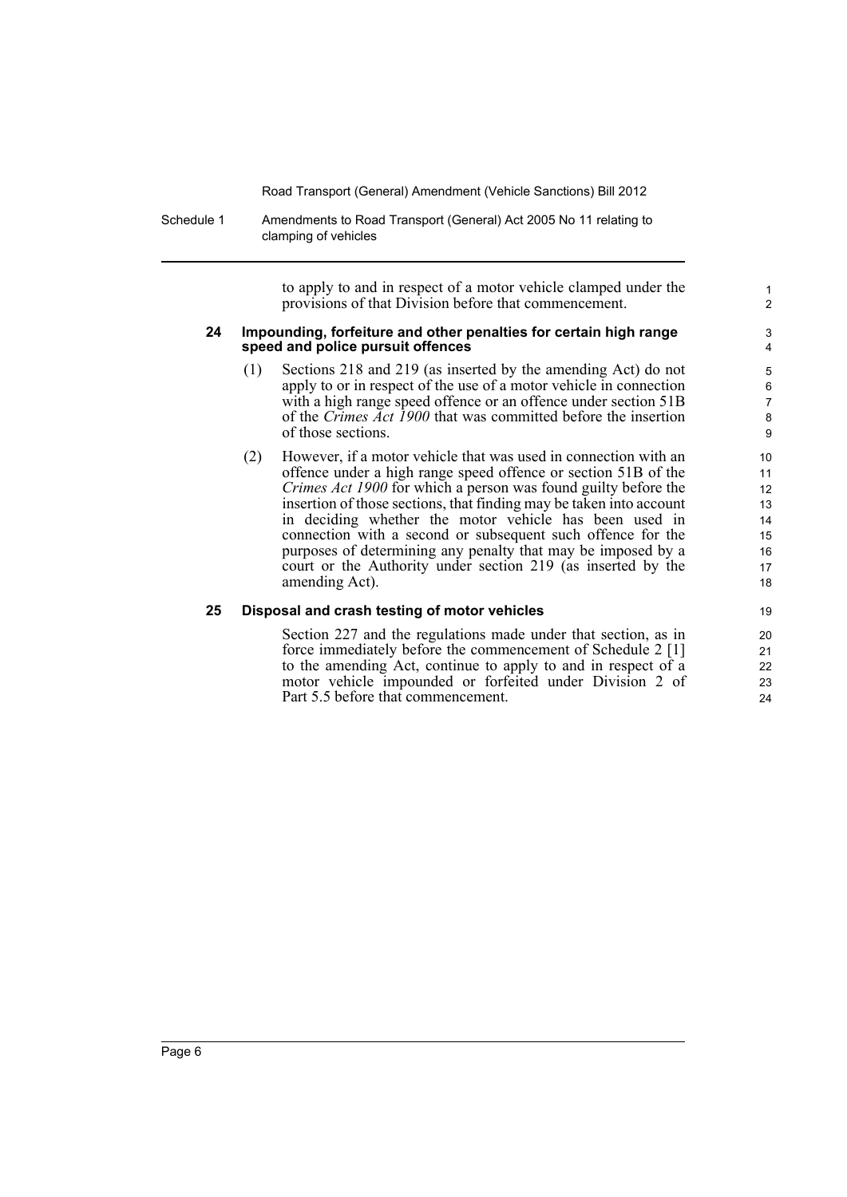to apply to and in respect of a motor vehicle clamped under the provisions of that Division before that commencement.

### 24 Impounding, forfeiture and other penalties for certain high range speed and police pursuit offences

(1) Sections 218 and 219 (as inserted by the amending Act) do not apply to or in respect of the use of a motor vehicle in connection with a high range speed offence or an offence under section 51B of the *Crimes Act 1900* that was committed before the insertion of those sections.

(2) However, if a motor vehicle that was used in connection with an offence under a high range speed offence or section 51B of the *Crimes Act 1900* for which a person was found guilty before the insertion of those sections, that finding may be taken into account in deciding whether the motor vehicle has been used in connection with a second or subsequent such offence for the purposes of determining any penalty that may be imposed by a court or the Authority under section 219 (as inserted by the amending Act).

### 25 Disposal and crash testing of motor vehicles

Section 227 and the regulations made under that section, as in force immediately before the commencement of Schedule 2 [1] to the amending Act, continue to apply to and in respect of a motor vehicle impounded or forfeited under Division 2 of Part 5.5 before that commencement.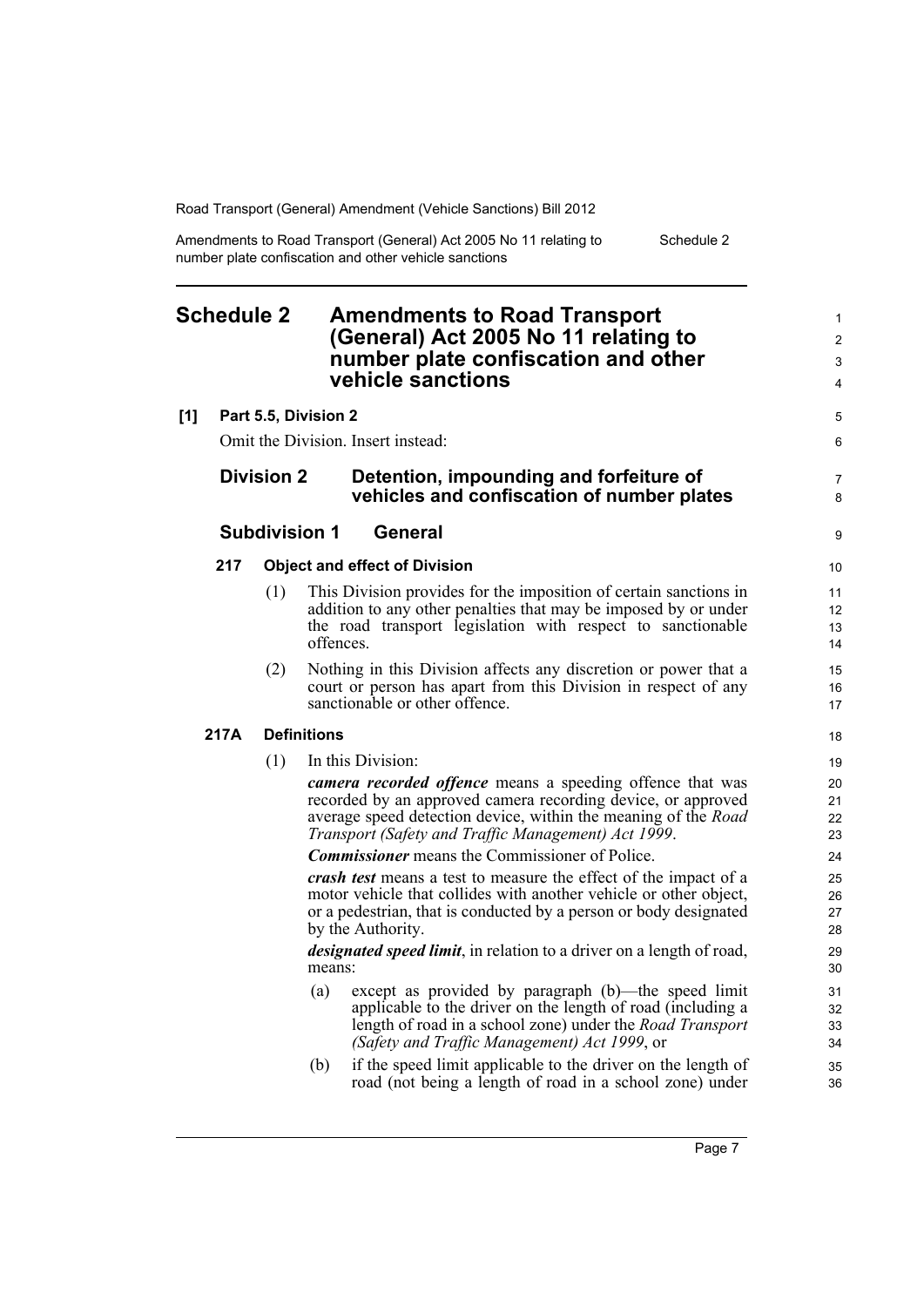# Schedule 2 Amendments to Road Transport (General) Act 2005 No 11 relating to number plate confiscation and other vehicle sanctions

**[1] Part 5.5, Division 2**

Omit the Division. Insert instead:

## Division 2 Detention, impounding and forfeiture of vehicles and confiscation of number plates

### Subdivision 1 General

#### 217 Object and effect of Division

(1) This Division provides for the imposition of certain sanctions in addition to any other penalties that may be imposed by or under the road transport legislation with respect to sanctionable offences.

(2) Nothing in this Division affects any discretion or power that a court or person has apart from this Division in respect of any sanctionable or other offence.

#### 217A Definitions

(1) In this Division:

***camera recorded offence*** means a speeding offence that was recorded by an approved camera recording device, or approved average speed detection device, within the meaning of the *Road Transport (Safety and Traffic Management) Act 1999*.

***Commissioner*** means the Commissioner of Police.

***crash test*** means a test to measure the effect of the impact of a motor vehicle that collides with another vehicle or other object, or a pedestrian, that is conducted by a person or body designated by the Authority.

***designated speed limit***, in relation to a driver on a length of road, means:

(a) except as provided by paragraph (b)—the speed limit applicable to the driver on the length of road (including a length of road in a school zone) under the *Road Transport (Safety and Traffic Management) Act 1999*, or

(b) if the speed limit applicable to the driver on the length of road (not being a length of road in a school zone) under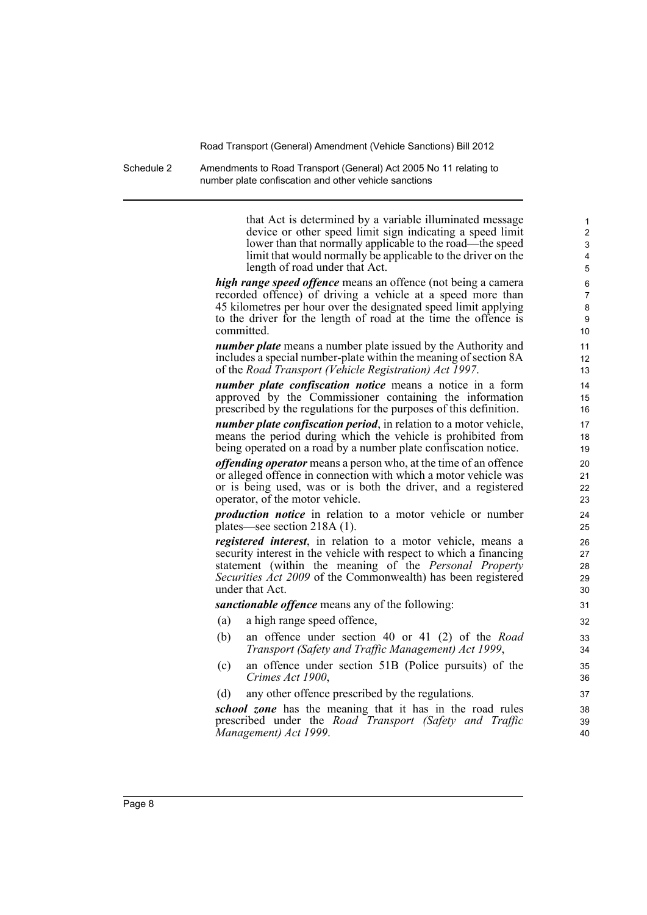that Act is determined by a variable illuminated message device or other speed limit sign indicating a speed limit lower than that normally applicable to the road—the speed limit that would normally be applicable to the driver on the length of road under that Act.

***high range speed offence*** means an offence (not being a camera recorded offence) of driving a vehicle at a speed more than 45 kilometres per hour over the designated speed limit applying to the driver for the length of road at the time the offence is committed.

***number plate*** means a number plate issued by the Authority and includes a special number-plate within the meaning of section 8A of the *Road Transport (Vehicle Registration) Act 1997*.

***number plate confiscation notice*** means a notice in a form approved by the Commissioner containing the information prescribed by the regulations for the purposes of this definition.

***number plate confiscation period***, in relation to a motor vehicle, means the period during which the vehicle is prohibited from being operated on a road by a number plate confiscation notice.

***offending operator*** means a person who, at the time of an offence or alleged offence in connection with which a motor vehicle was or is being used, was or is both the driver, and a registered operator, of the motor vehicle.

***production notice*** in relation to a motor vehicle or number plates—see section 218A (1).

***registered interest***, in relation to a motor vehicle, means a security interest in the vehicle with respect to which a financing statement (within the meaning of the *Personal Property Securities Act 2009* of the Commonwealth) has been registered under that Act.

***sanctionable offence*** means any of the following:

(a) a high range speed offence,

(b) an offence under section 40 or 41 (2) of the *Road Transport (Safety and Traffic Management) Act 1999*,

(c) an offence under section 51B (Police pursuits) of the *Crimes Act 1900*,

(d) any other offence prescribed by the regulations.

***school zone*** has the meaning that it has in the road rules prescribed under the *Road Transport (Safety and Traffic Management) Act 1999*.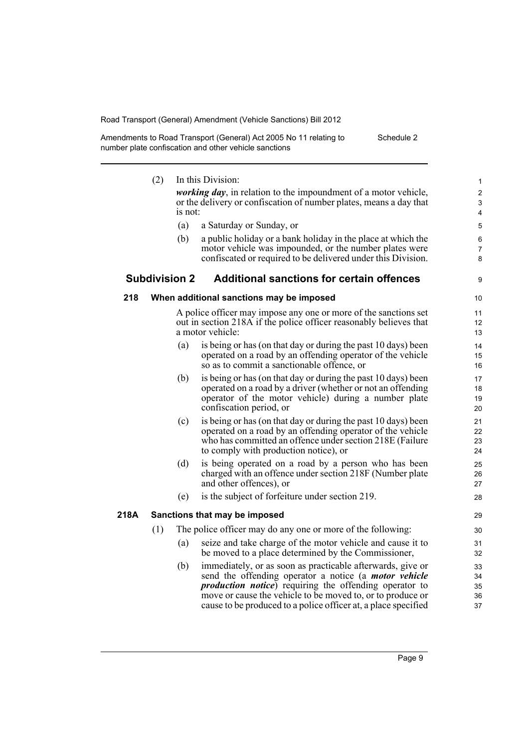(2) In this Division:

***working day***, in relation to the impoundment of a motor vehicle, or the delivery or confiscation of number plates, means a day that is not:

(a) a Saturday or Sunday, or

(b) a public holiday or a bank holiday in the place at which the motor vehicle was impounded, or the number plates were confiscated or required to be delivered under this Division.

## Subdivision 2 Additional sanctions for certain offences

### 218 When additional sanctions may be imposed

A police officer may impose any one or more of the sanctions set out in section 218A if the police officer reasonably believes that a motor vehicle:

(a) is being or has (on that day or during the past 10 days) been operated on a road by an offending operator of the vehicle so as to commit a sanctionable offence, or

(b) is being or has (on that day or during the past 10 days) been operated on a road by a driver (whether or not an offending operator of the motor vehicle) during a number plate confiscation period, or

(c) is being or has (on that day or during the past 10 days) been operated on a road by an offending operator of the vehicle who has committed an offence under section 218E (Failure to comply with production notice), or

(d) is being operated on a road by a person who has been charged with an offence under section 218F (Number plate and other offences), or

(e) is the subject of forfeiture under section 219.

### 218A Sanctions that may be imposed

(1) The police officer may do any one or more of the following:

(a) seize and take charge of the motor vehicle and cause it to be moved to a place determined by the Commissioner,

(b) immediately, or as soon as practicable afterwards, give or send the offending operator a notice (a ***motor vehicle production notice***) requiring the offending operator to move or cause the vehicle to be moved to, or to produce or cause to be produced to a police officer at, a place specified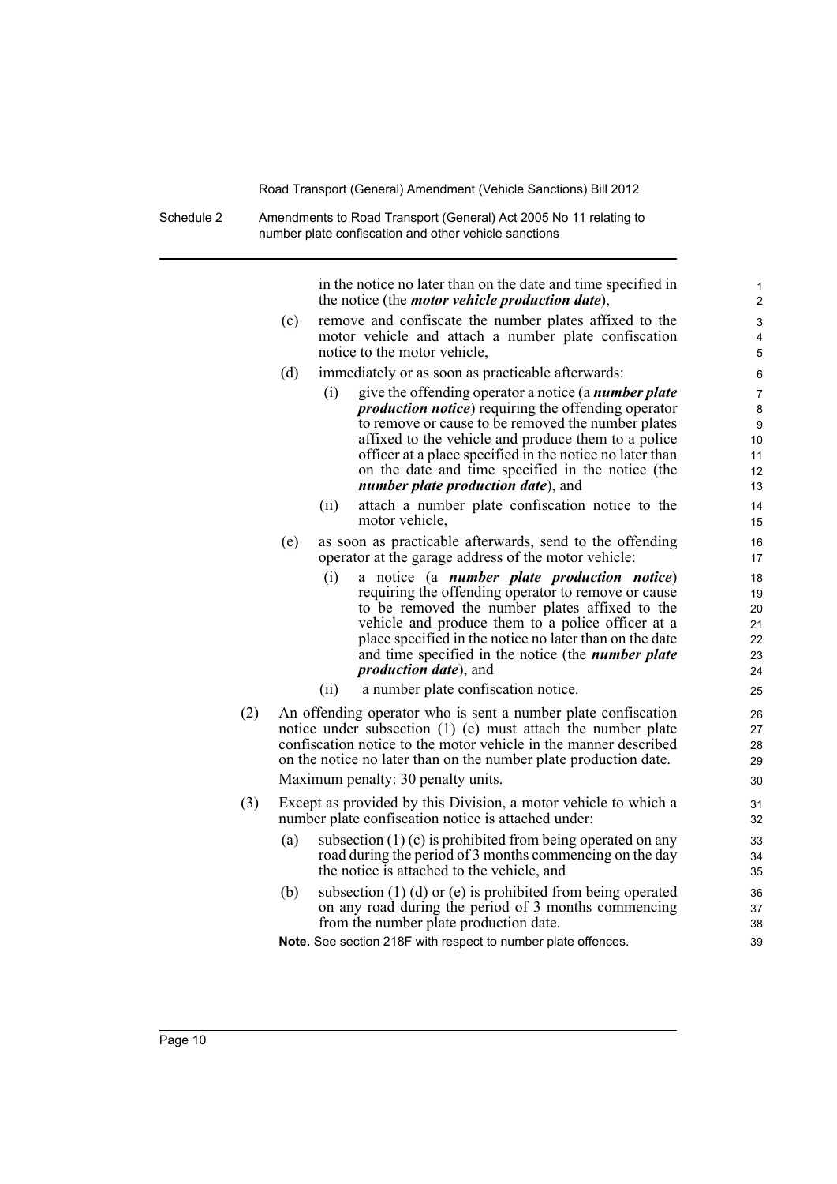in the notice no later than on the date and time specified in the notice (the ***motor vehicle production date***),

(c) remove and confiscate the number plates affixed to the motor vehicle and attach a number plate confiscation notice to the motor vehicle,

(d) immediately or as soon as practicable afterwards:

(i) give the offending operator a notice (a ***number plate production notice***) requiring the offending operator to remove or cause to be removed the number plates affixed to the vehicle and produce them to a police officer at a place specified in the notice no later than on the date and time specified in the notice (the ***number plate production date***), and

(ii) attach a number plate confiscation notice to the motor vehicle,

(e) as soon as practicable afterwards, send to the offending operator at the garage address of the motor vehicle:

(i) a notice (a ***number plate production notice***) requiring the offending operator to remove or cause to be removed the number plates affixed to the vehicle and produce them to a police officer at a place specified in the notice no later than on the date and time specified in the notice (the ***number plate production date***), and

(ii) a number plate confiscation notice.

(2) An offending operator who is sent a number plate confiscation notice under subsection (1) (e) must attach the number plate confiscation notice to the motor vehicle in the manner described on the notice no later than on the number plate production date.

Maximum penalty: 30 penalty units.

(3) Except as provided by this Division, a motor vehicle to which a number plate confiscation notice is attached under:

(a) subsection (1) (c) is prohibited from being operated on any road during the period of 3 months commencing on the day the notice is attached to the vehicle, and

(b) subsection (1) (d) or (e) is prohibited from being operated on any road during the period of 3 months commencing from the number plate production date.

**Note.** See section 218F with respect to number plate offences.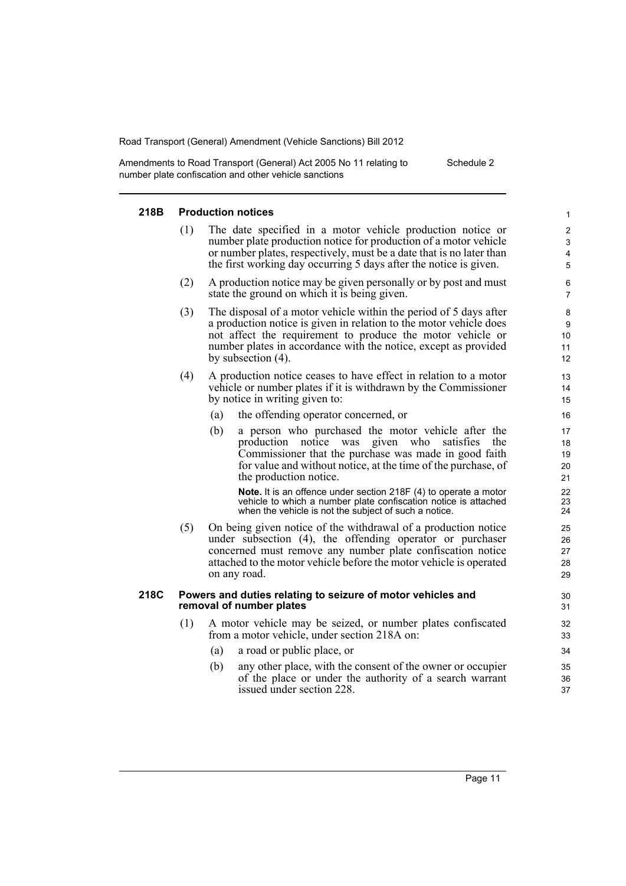### 218B Production notices

(1) The date specified in a motor vehicle production notice or number plate production notice for production of a motor vehicle or number plates, respectively, must be a date that is no later than the first working day occurring 5 days after the notice is given.

(2) A production notice may be given personally or by post and must state the ground on which it is being given.

(3) The disposal of a motor vehicle within the period of 5 days after a production notice is given in relation to the motor vehicle does not affect the requirement to produce the motor vehicle or number plates in accordance with the notice, except as provided by subsection (4).

(4) A production notice ceases to have effect in relation to a motor vehicle or number plates if it is withdrawn by the Commissioner by notice in writing given to:

- (a) the offending operator concerned, or
- (b) a person who purchased the motor vehicle after the production notice was given who satisfies the Commissioner that the purchase was made in good faith for value and without notice, at the time of the purchase, of the production notice.

**Note.** It is an offence under section 218F (4) to operate a motor vehicle to which a number plate confiscation notice is attached when the vehicle is not the subject of such a notice.

(5) On being given notice of the withdrawal of a production notice under subsection (4), the offending operator or purchaser concerned must remove any number plate confiscation notice attached to the motor vehicle before the motor vehicle is operated on any road.

### 218C Powers and duties relating to seizure of motor vehicles and removal of number plates

(1) A motor vehicle may be seized, or number plates confiscated from a motor vehicle, under section 218A on:

- (a) a road or public place, or
- (b) any other place, with the consent of the owner or occupier of the place or under the authority of a search warrant issued under section 228.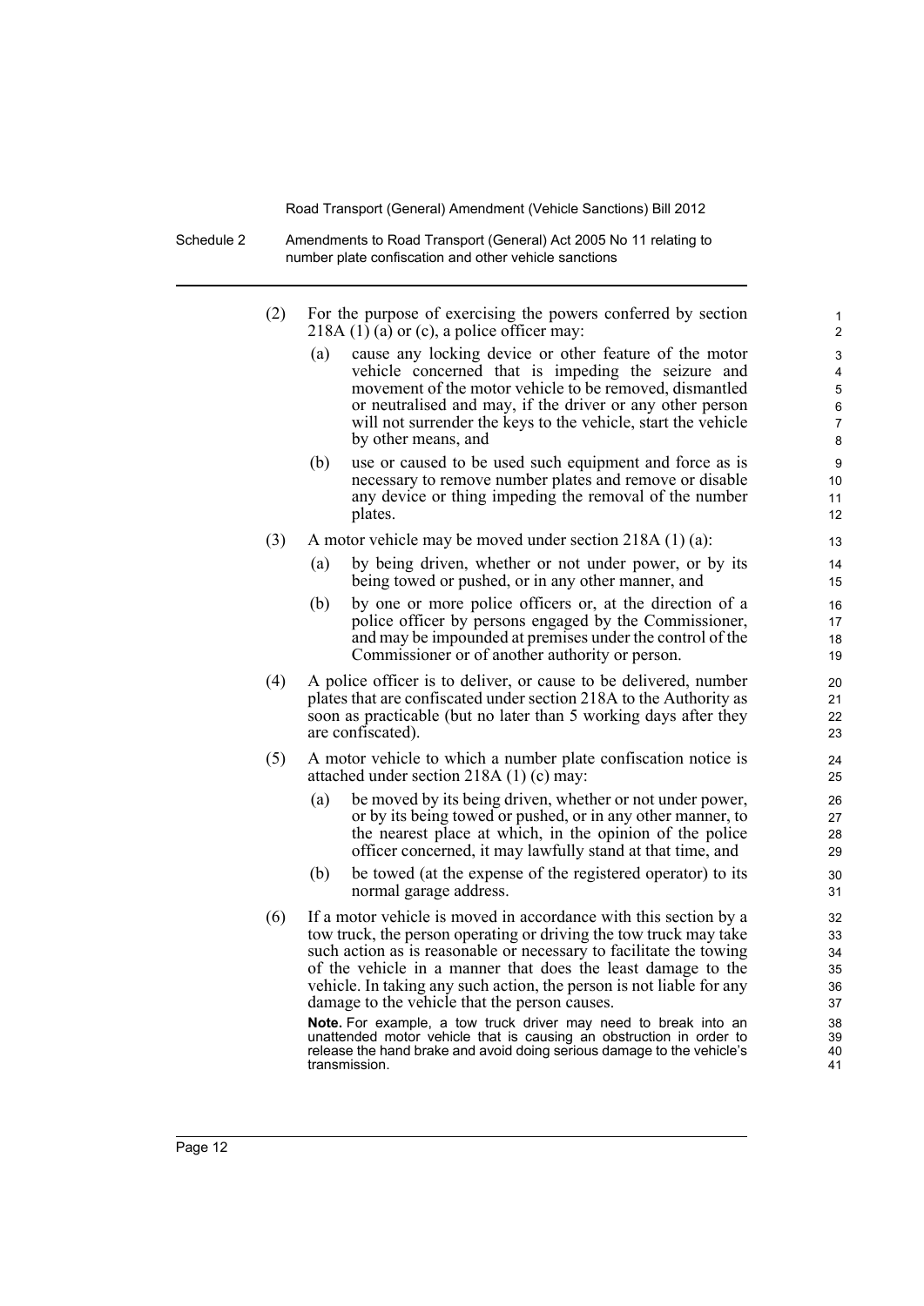(2) For the purpose of exercising the powers conferred by section 218A (1) (a) or (c), a police officer may:

(a) cause any locking device or other feature of the motor vehicle concerned that is impeding the seizure and movement of the motor vehicle to be removed, dismantled or neutralised and may, if the driver or any other person will not surrender the keys to the vehicle, start the vehicle by other means, and

(b) use or caused to be used such equipment and force as is necessary to remove number plates and remove or disable any device or thing impeding the removal of the number plates.

(3) A motor vehicle may be moved under section 218A (1) (a):

(a) by being driven, whether or not under power, or by its being towed or pushed, or in any other manner, and

(b) by one or more police officers or, at the direction of a police officer by persons engaged by the Commissioner, and may be impounded at premises under the control of the Commissioner or of another authority or person.

(4) A police officer is to deliver, or cause to be delivered, number plates that are confiscated under section 218A to the Authority as soon as practicable (but no later than 5 working days after they are confiscated).

(5) A motor vehicle to which a number plate confiscation notice is attached under section 218A (1) (c) may:

(a) be moved by its being driven, whether or not under power, or by its being towed or pushed, or in any other manner, to the nearest place at which, in the opinion of the police officer concerned, it may lawfully stand at that time, and

(b) be towed (at the expense of the registered operator) to its normal garage address.

(6) If a motor vehicle is moved in accordance with this section by a tow truck, the person operating or driving the tow truck may take such action as is reasonable or necessary to facilitate the towing of the vehicle in a manner that does the least damage to the vehicle. In taking any such action, the person is not liable for any damage to the vehicle that the person causes.

**Note.** For example, a tow truck driver may need to break into an unattended motor vehicle that is causing an obstruction in order to release the hand brake and avoid doing serious damage to the vehicle's transmission.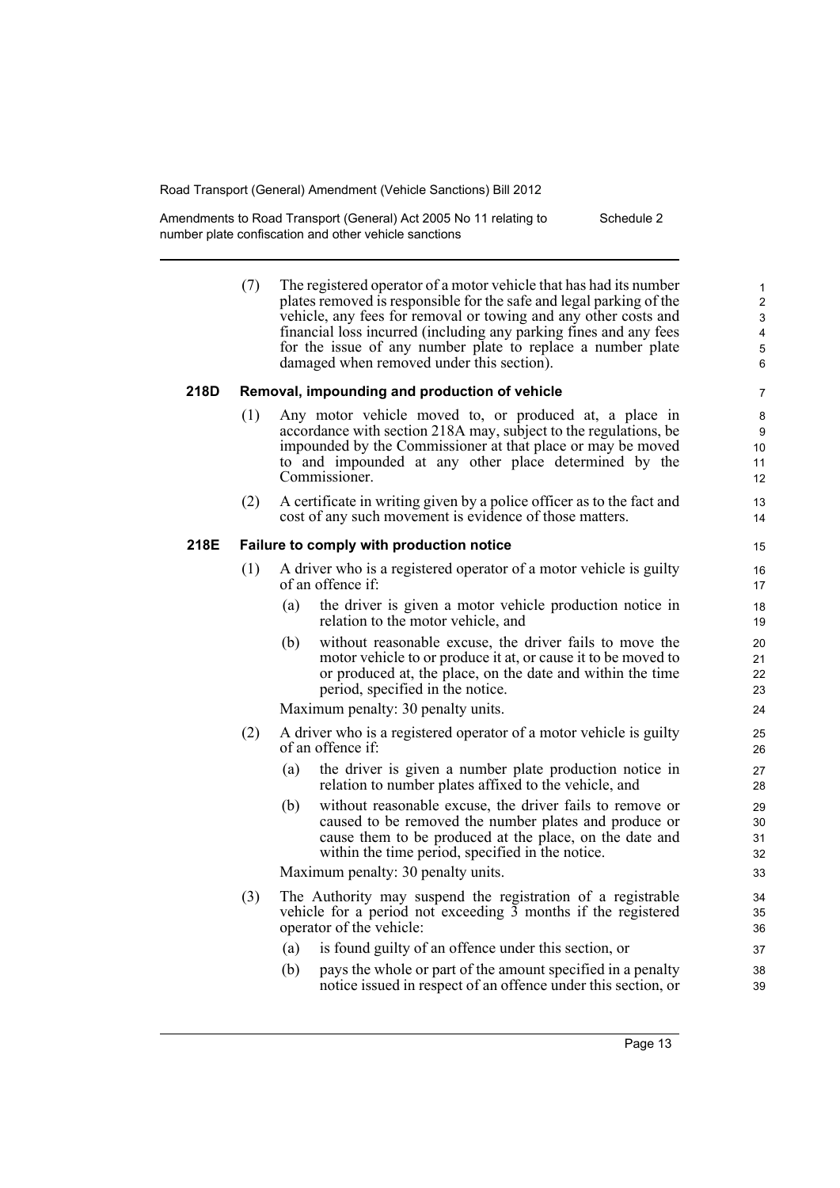(7) The registered operator of a motor vehicle that has had its number plates removed is responsible for the safe and legal parking of the vehicle, any fees for removal or towing and any other costs and financial loss incurred (including any parking fines and any fees for the issue of any number plate to replace a number plate damaged when removed under this section).

### 218D Removal, impounding and production of vehicle

(1) Any motor vehicle moved to, or produced at, a place in accordance with section 218A may, subject to the regulations, be impounded by the Commissioner at that place or may be moved to and impounded at any other place determined by the Commissioner.

(2) A certificate in writing given by a police officer as to the fact and cost of any such movement is evidence of those matters.

### 218E Failure to comply with production notice

(1) A driver who is a registered operator of a motor vehicle is guilty of an offence if:

(a) the driver is given a motor vehicle production notice in relation to the motor vehicle, and

(b) without reasonable excuse, the driver fails to move the motor vehicle to or produce it at, or cause it to be moved to or produced at, the place, on the date and within the time period, specified in the notice.

Maximum penalty: 30 penalty units.

(2) A driver who is a registered operator of a motor vehicle is guilty of an offence if:

(a) the driver is given a number plate production notice in relation to number plates affixed to the vehicle, and

(b) without reasonable excuse, the driver fails to remove or caused to be removed the number plates and produce or cause them to be produced at the place, on the date and within the time period, specified in the notice.

Maximum penalty: 30 penalty units.

(3) The Authority may suspend the registration of a registrable vehicle for a period not exceeding 3 months if the registered operator of the vehicle:

(a) is found guilty of an offence under this section, or

(b) pays the whole or part of the amount specified in a penalty notice issued in respect of an offence under this section, or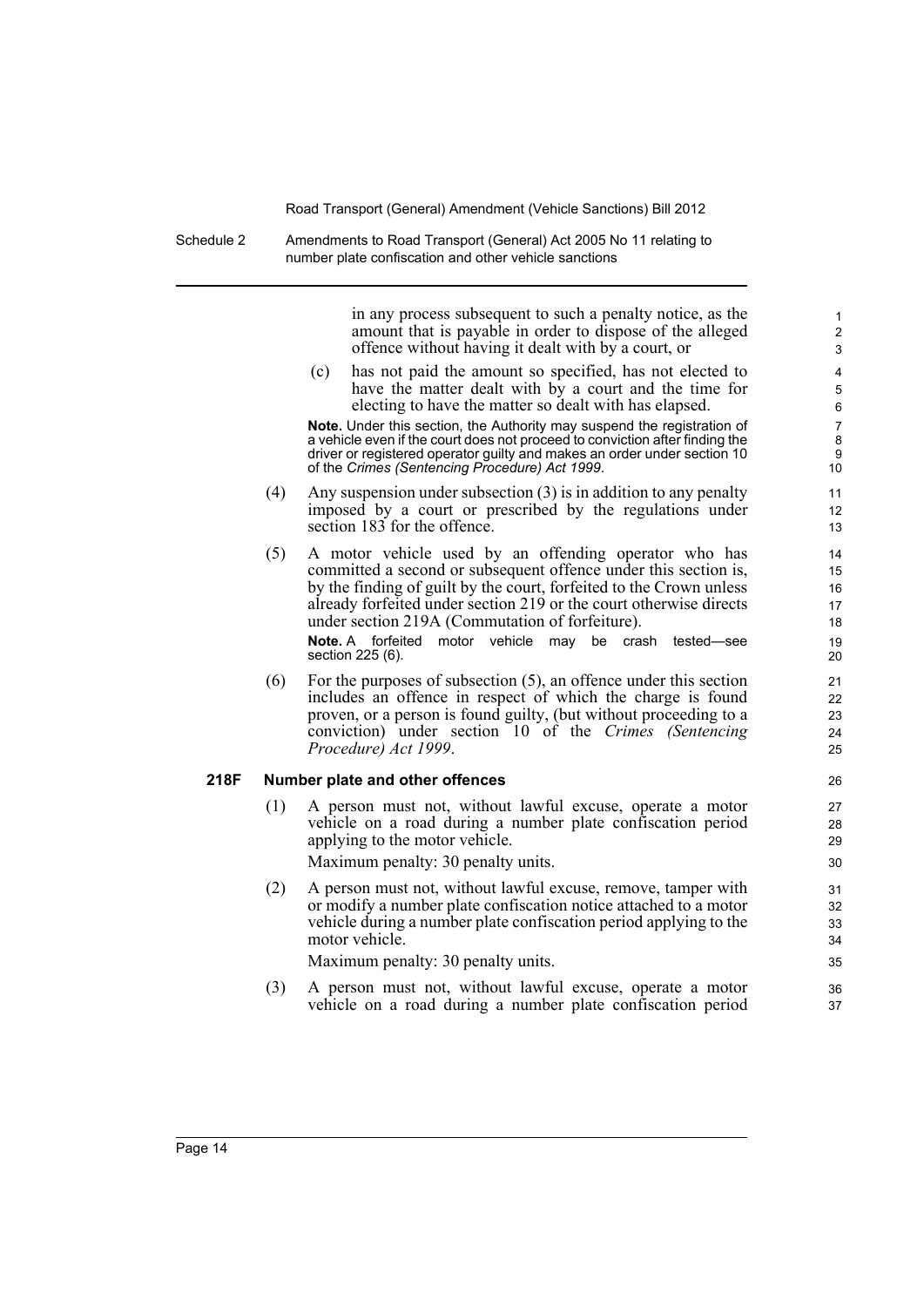in any process subsequent to such a penalty notice, as the amount that is payable in order to dispose of the alleged offence without having it dealt with by a court, or

(c) has not paid the amount so specified, has not elected to have the matter dealt with by a court and the time for electing to have the matter so dealt with has elapsed.

**Note.** Under this section, the Authority may suspend the registration of a vehicle even if the court does not proceed to conviction after finding the driver or registered operator guilty and makes an order under section 10 of the *Crimes (Sentencing Procedure) Act 1999*.

(4) Any suspension under subsection (3) is in addition to any penalty imposed by a court or prescribed by the regulations under section 183 for the offence.

(5) A motor vehicle used by an offending operator who has committed a second or subsequent offence under this section is, by the finding of guilt by the court, forfeited to the Crown unless already forfeited under section 219 or the court otherwise directs under section 219A (Commutation of forfeiture).

**Note.** A forfeited motor vehicle may be crash tested—see section 225 (6).

(6) For the purposes of subsection (5), an offence under this section includes an offence in respect of which the charge is found proven, or a person is found guilty, (but without proceeding to a conviction) under section 10 of the *Crimes (Sentencing Procedure) Act 1999*.

**218F Number plate and other offences**

(1) A person must not, without lawful excuse, operate a motor vehicle on a road during a number plate confiscation period applying to the motor vehicle.

Maximum penalty: 30 penalty units.

(2) A person must not, without lawful excuse, remove, tamper with or modify a number plate confiscation notice attached to a motor vehicle during a number plate confiscation period applying to the motor vehicle.

Maximum penalty: 30 penalty units.

(3) A person must not, without lawful excuse, operate a motor vehicle on a road during a number plate confiscation period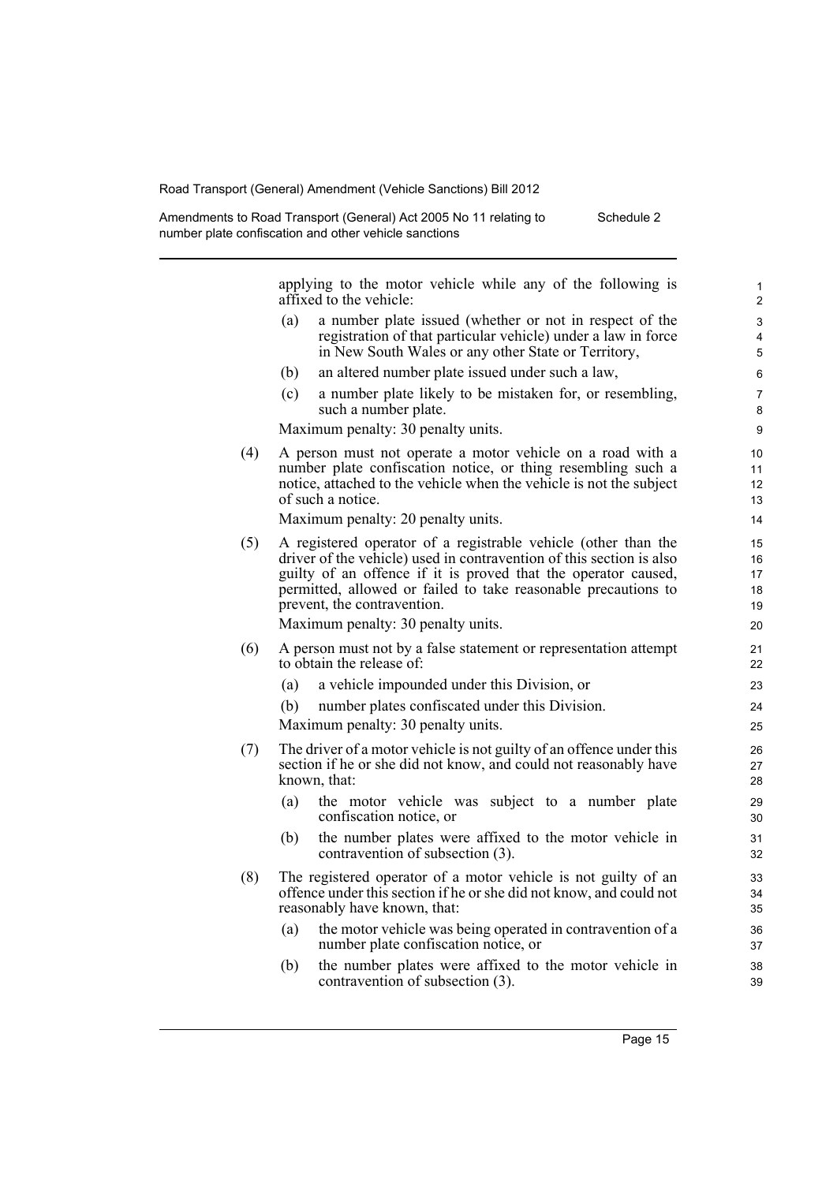applying to the motor vehicle while any of the following is affixed to the vehicle:

(a) a number plate issued (whether or not in respect of the registration of that particular vehicle) under a law in force in New South Wales or any other State or Territory,

(b) an altered number plate issued under such a law,

(c) a number plate likely to be mistaken for, or resembling, such a number plate.

Maximum penalty: 30 penalty units.

(4) A person must not operate a motor vehicle on a road with a number plate confiscation notice, or thing resembling such a notice, attached to the vehicle when the vehicle is not the subject of such a notice.

Maximum penalty: 20 penalty units.

(5) A registered operator of a registrable vehicle (other than the driver of the vehicle) used in contravention of this section is also guilty of an offence if it is proved that the operator caused, permitted, allowed or failed to take reasonable precautions to prevent, the contravention.

Maximum penalty: 30 penalty units.

(6) A person must not by a false statement or representation attempt to obtain the release of:

(a) a vehicle impounded under this Division, or

(b) number plates confiscated under this Division.

Maximum penalty: 30 penalty units.

(7) The driver of a motor vehicle is not guilty of an offence under this section if he or she did not know, and could not reasonably have known, that:

(a) the motor vehicle was subject to a number plate confiscation notice, or

(b) the number plates were affixed to the motor vehicle in contravention of subsection (3).

(8) The registered operator of a motor vehicle is not guilty of an offence under this section if he or she did not know, and could not reasonably have known, that:

(a) the motor vehicle was being operated in contravention of a number plate confiscation notice, or

(b) the number plates were affixed to the motor vehicle in contravention of subsection (3).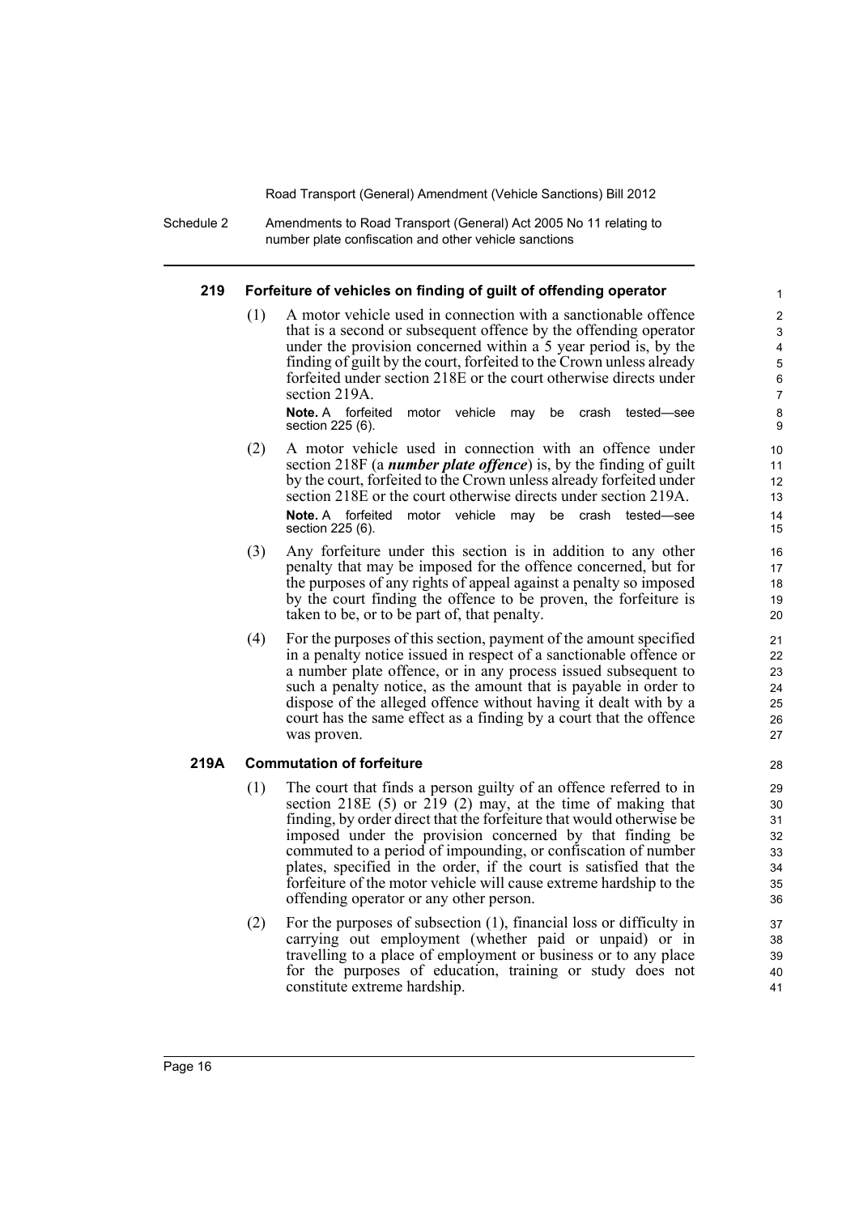### 219 Forfeiture of vehicles on finding of guilt of offending operator

(1) A motor vehicle used in connection with a sanctionable offence that is a second or subsequent offence by the offending operator under the provision concerned within a 5 year period is, by the finding of guilt by the court, forfeited to the Crown unless already forfeited under section 218E or the court otherwise directs under section 219A.

**Note.** A forfeited motor vehicle may be crash tested—see section 225 (6).

(2) A motor vehicle used in connection with an offence under section 218F (a ***number plate offence***) is, by the finding of guilt by the court, forfeited to the Crown unless already forfeited under section 218E or the court otherwise directs under section 219A.

**Note.** A forfeited motor vehicle may be crash tested—see section 225 (6).

(3) Any forfeiture under this section is in addition to any other penalty that may be imposed for the offence concerned, but for the purposes of any rights of appeal against a penalty so imposed by the court finding the offence to be proven, the forfeiture is taken to be, or to be part of, that penalty.

(4) For the purposes of this section, payment of the amount specified in a penalty notice issued in respect of a sanctionable offence or a number plate offence, or in any process issued subsequent to such a penalty notice, as the amount that is payable in order to dispose of the alleged offence without having it dealt with by a court has the same effect as a finding by a court that the offence was proven.

### 219A Commutation of forfeiture

(1) The court that finds a person guilty of an offence referred to in section 218E (5) or 219 (2) may, at the time of making that finding, by order direct that the forfeiture that would otherwise be imposed under the provision concerned by that finding be commuted to a period of impounding, or confiscation of number plates, specified in the order, if the court is satisfied that the forfeiture of the motor vehicle will cause extreme hardship to the offending operator or any other person.

(2) For the purposes of subsection (1), financial loss or difficulty in carrying out employment (whether paid or unpaid) or in travelling to a place of employment or business or to any place for the purposes of education, training or study does not constitute extreme hardship.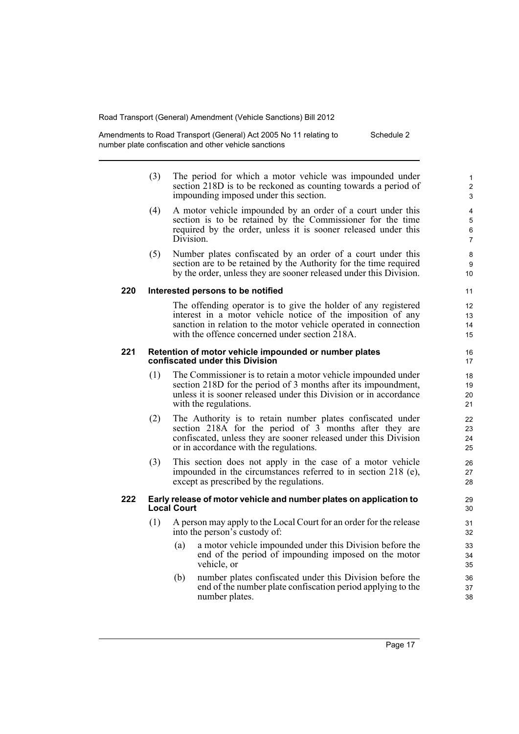(3) The period for which a motor vehicle was impounded under section 218D is to be reckoned as counting towards a period of impounding imposed under this section.

(4) A motor vehicle impounded by an order of a court under this section is to be retained by the Commissioner for the time required by the order, unless it is sooner released under this Division.

(5) Number plates confiscated by an order of a court under this section are to be retained by the Authority for the time required by the order, unless they are sooner released under this Division.

### 220 Interested persons to be notified

The offending operator is to give the holder of any registered interest in a motor vehicle notice of the imposition of any sanction in relation to the motor vehicle operated in connection with the offence concerned under section 218A.

### 221 Retention of motor vehicle impounded or number plates confiscated under this Division

(1) The Commissioner is to retain a motor vehicle impounded under section 218D for the period of 3 months after its impoundment, unless it is sooner released under this Division or in accordance with the regulations.

(2) The Authority is to retain number plates confiscated under section 218A for the period of 3 months after they are confiscated, unless they are sooner released under this Division or in accordance with the regulations.

(3) This section does not apply in the case of a motor vehicle impounded in the circumstances referred to in section 218 (e), except as prescribed by the regulations.

### 222 Early release of motor vehicle and number plates on application to Local Court

(1) A person may apply to the Local Court for an order for the release into the person's custody of:

(a) a motor vehicle impounded under this Division before the end of the period of impounding imposed on the motor vehicle, or

(b) number plates confiscated under this Division before the end of the number plate confiscation period applying to the number plates.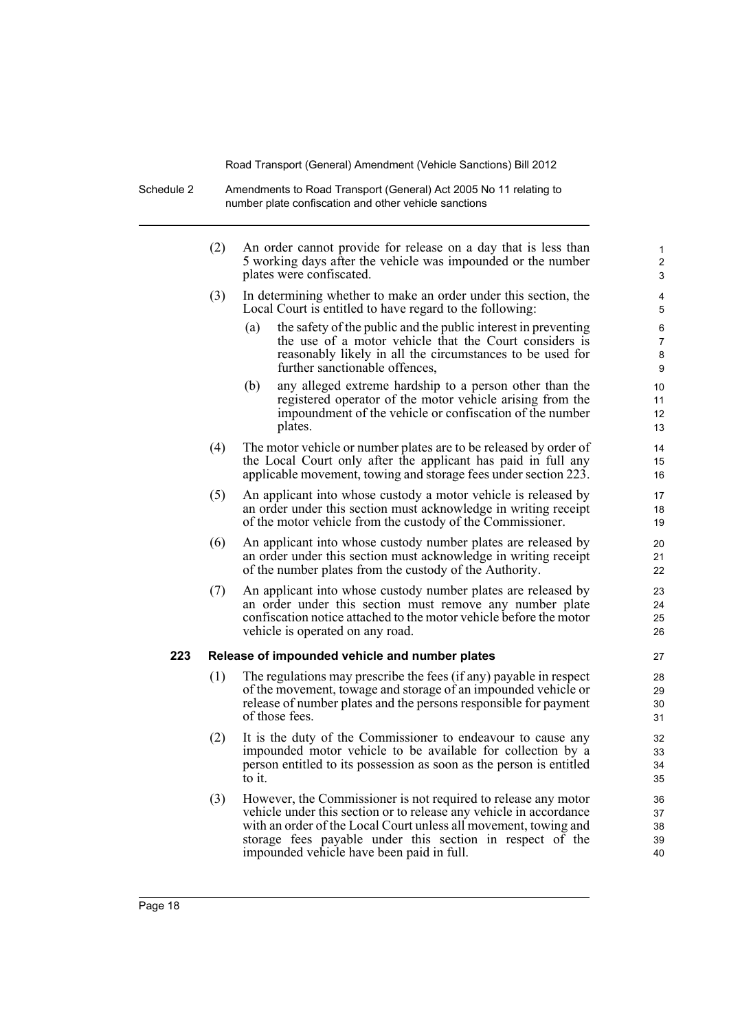(2) An order cannot provide for release on a day that is less than 5 working days after the vehicle was impounded or the number plates were confiscated.

(3) In determining whether to make an order under this section, the Local Court is entitled to have regard to the following:

- (a) the safety of the public and the public interest in preventing the use of a motor vehicle that the Court considers is reasonably likely in all the circumstances to be used for further sanctionable offences,
- (b) any alleged extreme hardship to a person other than the registered operator of the motor vehicle arising from the impoundment of the vehicle or confiscation of the number plates.

(4) The motor vehicle or number plates are to be released by order of the Local Court only after the applicant has paid in full any applicable movement, towing and storage fees under section 223.

(5) An applicant into whose custody a motor vehicle is released by an order under this section must acknowledge in writing receipt of the motor vehicle from the custody of the Commissioner.

(6) An applicant into whose custody number plates are released by an order under this section must acknowledge in writing receipt of the number plates from the custody of the Authority.

(7) An applicant into whose custody number plates are released by an order under this section must remove any number plate confiscation notice attached to the motor vehicle before the motor vehicle is operated on any road.

**223 Release of impounded vehicle and number plates**

(1) The regulations may prescribe the fees (if any) payable in respect of the movement, towage and storage of an impounded vehicle or release of number plates and the persons responsible for payment of those fees.

(2) It is the duty of the Commissioner to endeavour to cause any impounded motor vehicle to be available for collection by a person entitled to its possession as soon as the person is entitled to it.

(3) However, the Commissioner is not required to release any motor vehicle under this section or to release any vehicle in accordance with an order of the Local Court unless all movement, towing and storage fees payable under this section in respect of the impounded vehicle have been paid in full.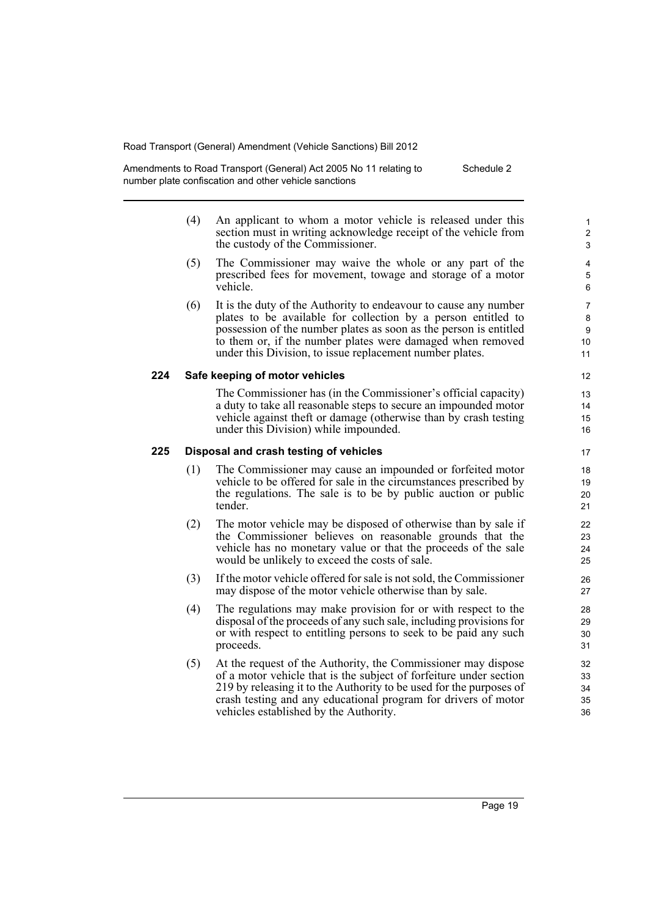(4) An applicant to whom a motor vehicle is released under this section must in writing acknowledge receipt of the vehicle from the custody of the Commissioner.

(5) The Commissioner may waive the whole or any part of the prescribed fees for movement, towage and storage of a motor vehicle.

(6) It is the duty of the Authority to endeavour to cause any number plates to be available for collection by a person entitled to possession of the number plates as soon as the person is entitled to them or, if the number plates were damaged when removed under this Division, to issue replacement number plates.

### 224 Safe keeping of motor vehicles

The Commissioner has (in the Commissioner's official capacity) a duty to take all reasonable steps to secure an impounded motor vehicle against theft or damage (otherwise than by crash testing under this Division) while impounded.

### 225 Disposal and crash testing of vehicles

(1) The Commissioner may cause an impounded or forfeited motor vehicle to be offered for sale in the circumstances prescribed by the regulations. The sale is to be by public auction or public tender.

(2) The motor vehicle may be disposed of otherwise than by sale if the Commissioner believes on reasonable grounds that the vehicle has no monetary value or that the proceeds of the sale would be unlikely to exceed the costs of sale.

(3) If the motor vehicle offered for sale is not sold, the Commissioner may dispose of the motor vehicle otherwise than by sale.

(4) The regulations may make provision for or with respect to the disposal of the proceeds of any such sale, including provisions for or with respect to entitling persons to seek to be paid any such proceeds.

(5) At the request of the Authority, the Commissioner may dispose of a motor vehicle that is the subject of forfeiture under section 219 by releasing it to the Authority to be used for the purposes of crash testing and any educational program for drivers of motor vehicles established by the Authority.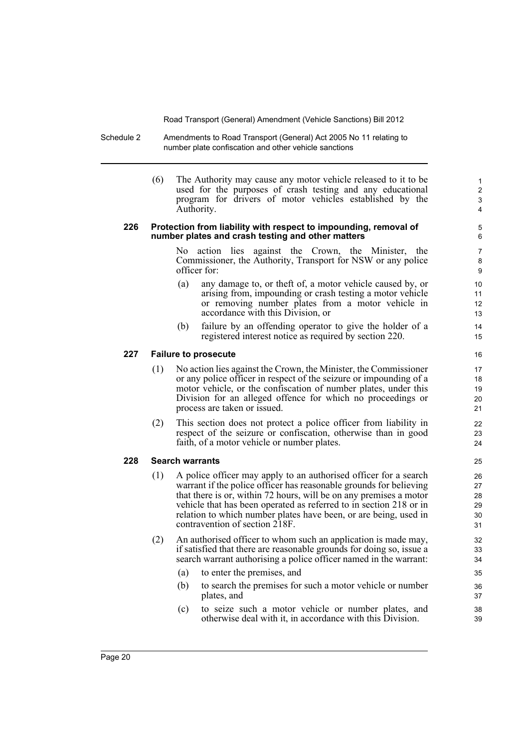(6) The Authority may cause any motor vehicle released to it to be used for the purposes of crash testing and any educational program for drivers of motor vehicles established by the Authority.

### 226 Protection from liability with respect to impounding, removal of number plates and crash testing and other matters

No action lies against the Crown, the Minister, the Commissioner, the Authority, Transport for NSW or any police officer for:

(a) any damage to, or theft of, a motor vehicle caused by, or arising from, impounding or crash testing a motor vehicle or removing number plates from a motor vehicle in accordance with this Division, or

(b) failure by an offending operator to give the holder of a registered interest notice as required by section 220.

### 227 Failure to prosecute

(1) No action lies against the Crown, the Minister, the Commissioner or any police officer in respect of the seizure or impounding of a motor vehicle, or the confiscation of number plates, under this Division for an alleged offence for which no proceedings or process are taken or issued.

(2) This section does not protect a police officer from liability in respect of the seizure or confiscation, otherwise than in good faith, of a motor vehicle or number plates.

### 228 Search warrants

(1) A police officer may apply to an authorised officer for a search warrant if the police officer has reasonable grounds for believing that there is or, within 72 hours, will be on any premises a motor vehicle that has been operated as referred to in section 218 or in relation to which number plates have been, or are being, used in contravention of section 218F.

(2) An authorised officer to whom such an application is made may, if satisfied that there are reasonable grounds for doing so, issue a search warrant authorising a police officer named in the warrant:

(a) to enter the premises, and

(b) to search the premises for such a motor vehicle or number plates, and

(c) to seize such a motor vehicle or number plates, and otherwise deal with it, in accordance with this Division.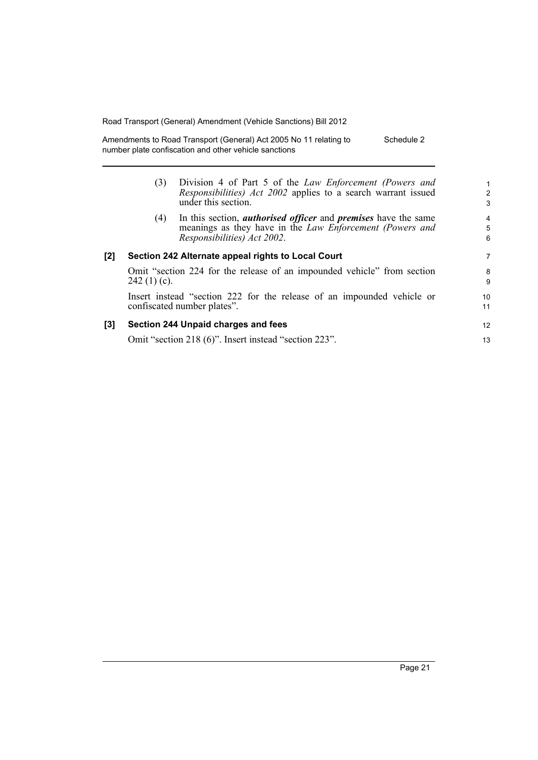(3) Division 4 of Part 5 of the *Law Enforcement (Powers and Responsibilities) Act 2002* applies to a search warrant issued under this section.

(4) In this section, ***authorised officer*** and ***premises*** have the same meanings as they have in the *Law Enforcement (Powers and Responsibilities) Act 2002*.

**[2] Section 242 Alternate appeal rights to Local Court**

Omit "section 224 for the release of an impounded vehicle" from section 242 (1) (c).

Insert instead "section 222 for the release of an impounded vehicle or confiscated number plates".

**[3] Section 244 Unpaid charges and fees**

Omit "section 218 (6)". Insert instead "section 223".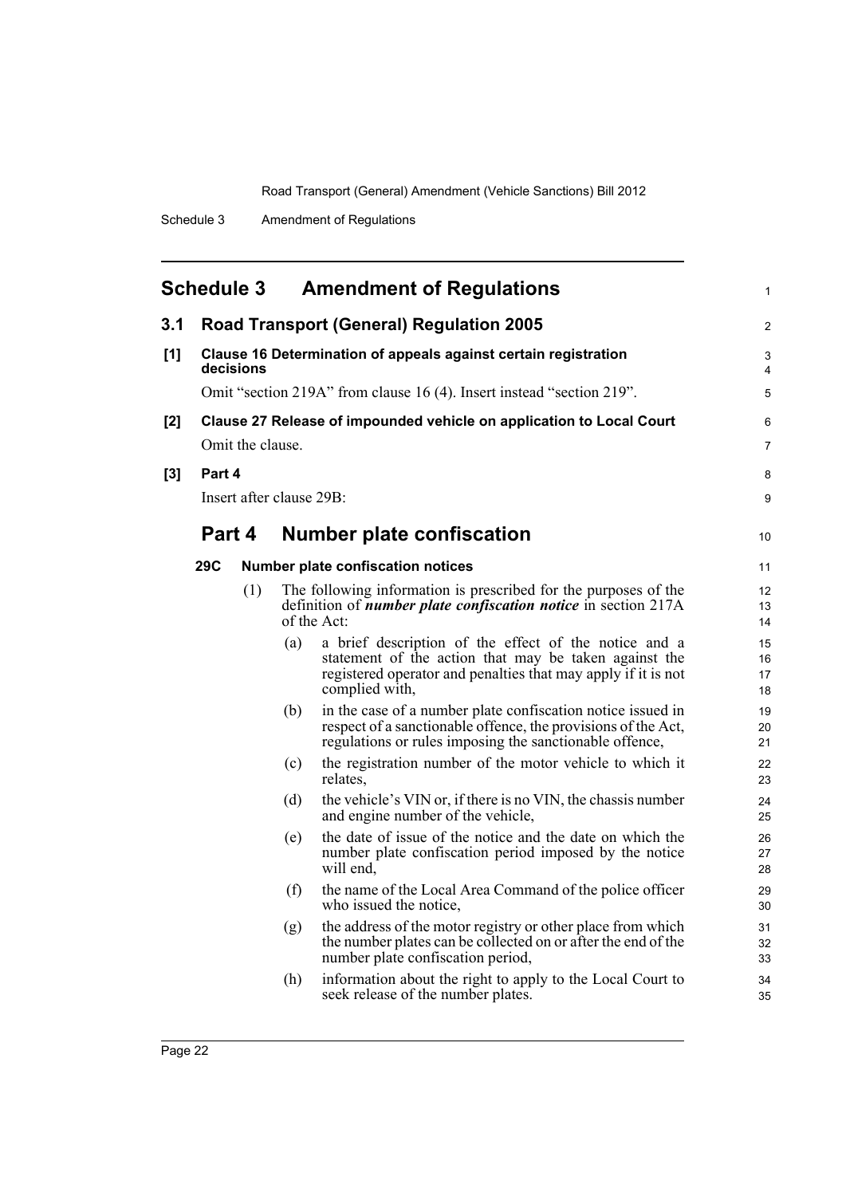# Schedule 3 Amendment of Regulations

## 3.1 Road Transport (General) Regulation 2005

**[1] Clause 16 Determination of appeals against certain registration decisions**

Omit "section 219A" from clause 16 (4). Insert instead "section 219".

**[2] Clause 27 Release of impounded vehicle on application to Local Court**

Omit the clause.

**[3] Part 4**

Insert after clause 29B:

## Part 4 Number plate confiscation

### 29C Number plate confiscation notices

(1) The following information is prescribed for the purposes of the definition of ***number plate confiscation notice*** in section 217A of the Act:

(a) a brief description of the effect of the notice and a statement of the action that may be taken against the registered operator and penalties that may apply if it is not complied with,

(b) in the case of a number plate confiscation notice issued in respect of a sanctionable offence, the provisions of the Act, regulations or rules imposing the sanctionable offence,

(c) the registration number of the motor vehicle to which it relates,

(d) the vehicle's VIN or, if there is no VIN, the chassis number and engine number of the vehicle,

(e) the date of issue of the notice and the date on which the number plate confiscation period imposed by the notice will end,

(f) the name of the Local Area Command of the police officer who issued the notice,

(g) the address of the motor registry or other place from which the number plates can be collected on or after the end of the number plate confiscation period,

(h) information about the right to apply to the Local Court to seek release of the number plates.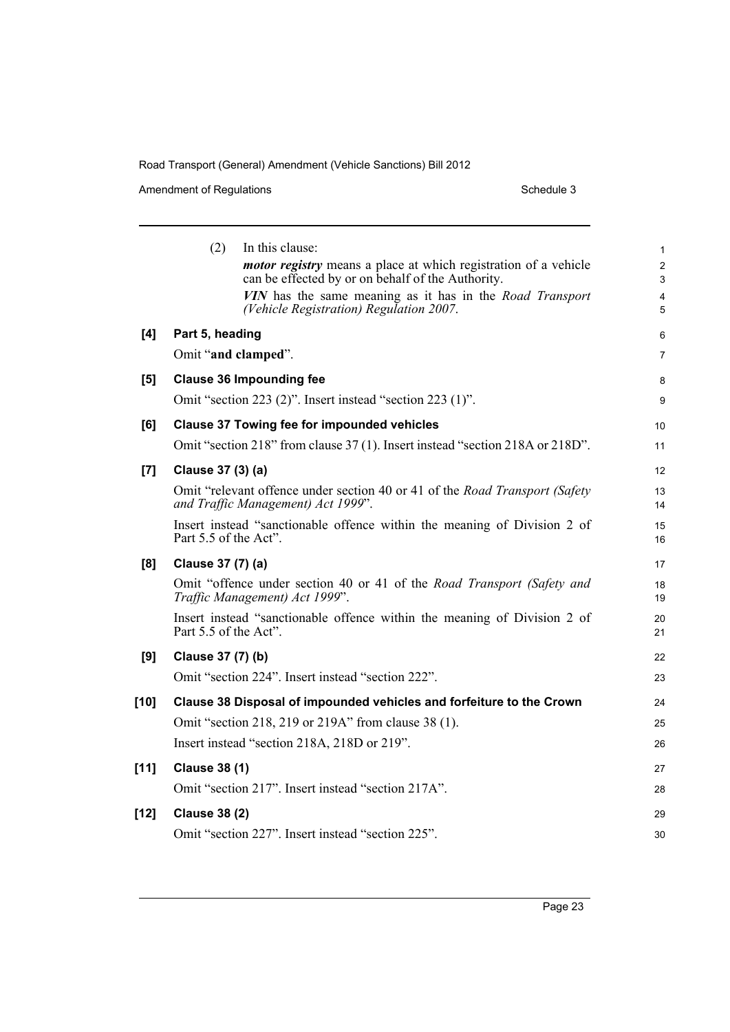(2) In this clause:

***motor registry*** means a place at which registration of a vehicle can be effected by or on behalf of the Authority.

***VIN*** has the same meaning as it has in the *Road Transport (Vehicle Registration) Regulation 2007*.

**[4] Part 5, heading**

Omit "**and clamped**".

**[5] Clause 36 Impounding fee**

Omit "section 223 (2)". Insert instead "section 223 (1)".

**[6] Clause 37 Towing fee for impounded vehicles**

Omit "section 218" from clause 37 (1). Insert instead "section 218A or 218D".

**[7] Clause 37 (3) (a)**

Omit "relevant offence under section 40 or 41 of the *Road Transport (Safety and Traffic Management) Act 1999*".

Insert instead "sanctionable offence within the meaning of Division 2 of Part 5.5 of the Act".

**[8] Clause 37 (7) (a)**

Omit "offence under section 40 or 41 of the *Road Transport (Safety and Traffic Management) Act 1999*".

Insert instead "sanctionable offence within the meaning of Division 2 of Part 5.5 of the Act".

**[9] Clause 37 (7) (b)**

Omit "section 224". Insert instead "section 222".

**[10] Clause 38 Disposal of impounded vehicles and forfeiture to the Crown**

Omit "section 218, 219 or 219A" from clause 38 (1).

Insert instead "section 218A, 218D or 219".

**[11] Clause 38 (1)**

Omit "section 217". Insert instead "section 217A".

**[12] Clause 38 (2)**

Omit "section 227". Insert instead "section 225".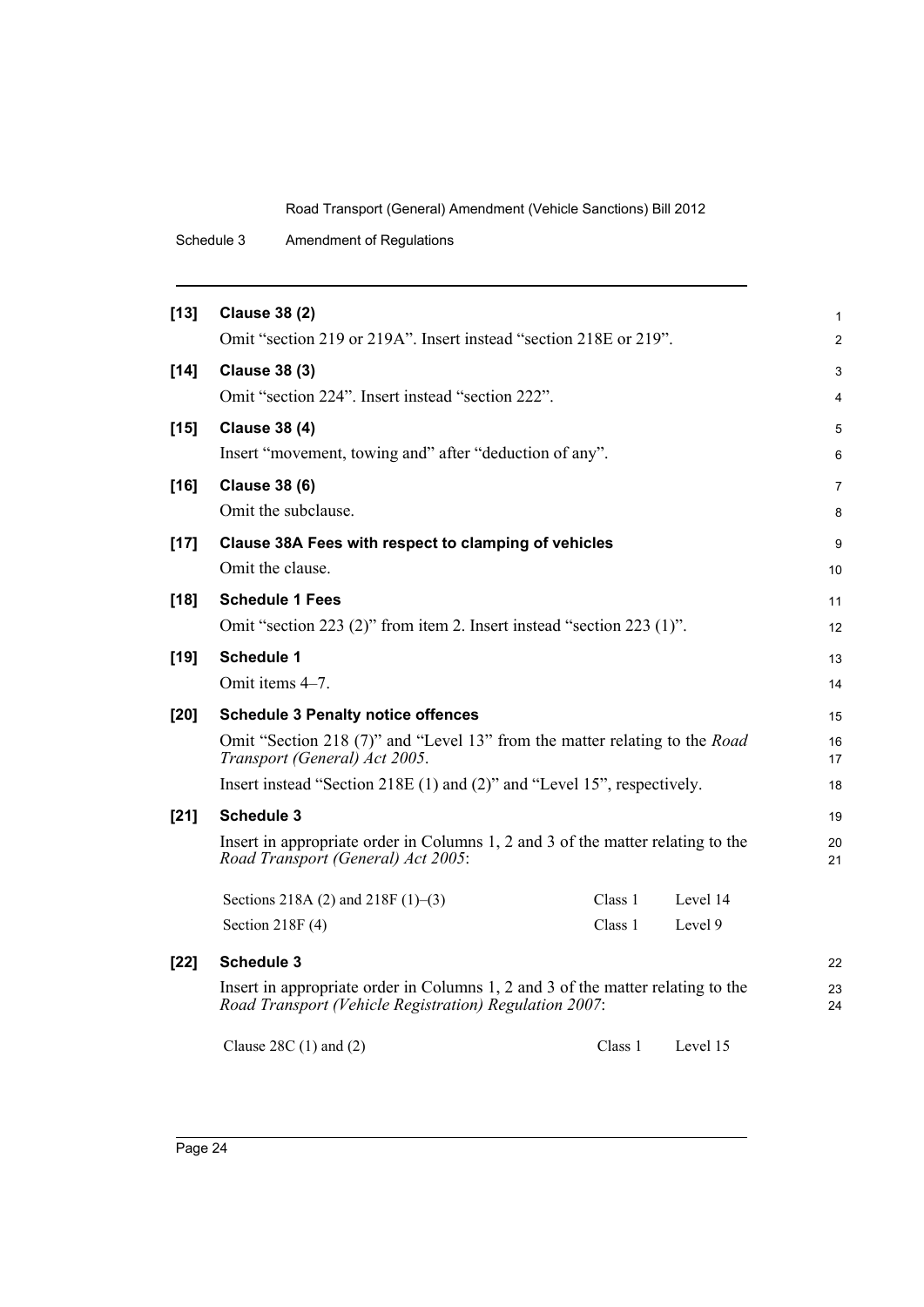**[13] Clause 38 (2)**

Omit "section 219 or 219A". Insert instead "section 218E or 219".

**[14] Clause 38 (3)**

Omit "section 224". Insert instead "section 222".

**[15] Clause 38 (4)**

Insert "movement, towing and" after "deduction of any".

**[16] Clause 38 (6)**

Omit the subclause.

**[17] Clause 38A Fees with respect to clamping of vehicles**

Omit the clause.

**[18] Schedule 1 Fees**

Omit "section 223 (2)" from item 2. Insert instead "section 223 (1)".

**[19] Schedule 1**

Omit items 4–7.

**[20] Schedule 3 Penalty notice offences**

Omit "Section 218 (7)" and "Level 13" from the matter relating to the *Road Transport (General) Act 2005*.

Insert instead "Section 218E (1) and (2)" and "Level 15", respectively.

**[21] Schedule 3**

Insert in appropriate order in Columns 1, 2 and 3 of the matter relating to the *Road Transport (General) Act 2005*:

| | | |
|---|---|---|
| Sections 218A (2) and 218F (1)–(3) | Class 1 | Level 14 |
| Section 218F (4) | Class 1 | Level 9 |

**[22] Schedule 3**

Insert in appropriate order in Columns 1, 2 and 3 of the matter relating to the *Road Transport (Vehicle Registration) Regulation 2007*:

| | | |
|---|---|---|
| Clause 28C (1) and (2) | Class 1 | Level 15 |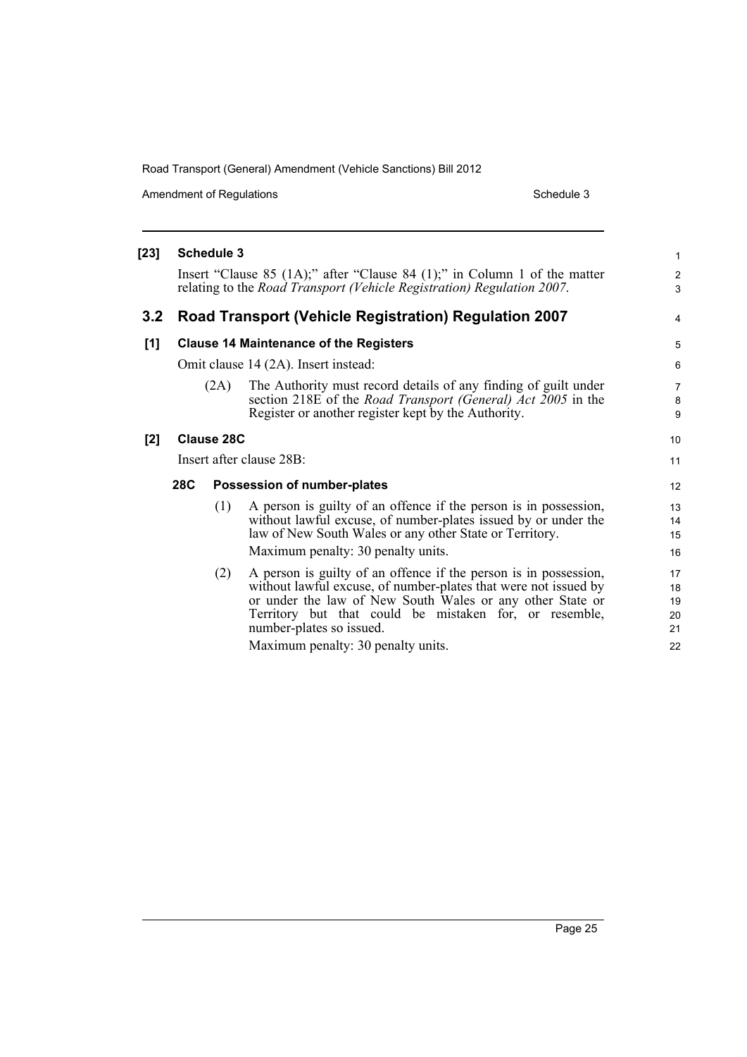**[23] Schedule 3**

Insert "Clause 85 (1A);" after "Clause 84 (1);" in Column 1 of the matter relating to the *Road Transport (Vehicle Registration) Regulation 2007*.

## 3.2 Road Transport (Vehicle Registration) Regulation 2007

**[1] Clause 14 Maintenance of the Registers**

Omit clause 14 (2A). Insert instead:

(2A) The Authority must record details of any finding of guilt under section 218E of the *Road Transport (General) Act 2005* in the Register or another register kept by the Authority.

**[2] Clause 28C**

Insert after clause 28B:

**28C Possession of number-plates**

(1) A person is guilty of an offence if the person is in possession, without lawful excuse, of number-plates issued by or under the law of New South Wales or any other State or Territory.

Maximum penalty: 30 penalty units.

(2) A person is guilty of an offence if the person is in possession, without lawful excuse, of number-plates that were not issued by or under the law of New South Wales or any other State or Territory but that could be mistaken for, or resemble, number-plates so issued.

Maximum penalty: 30 penalty units.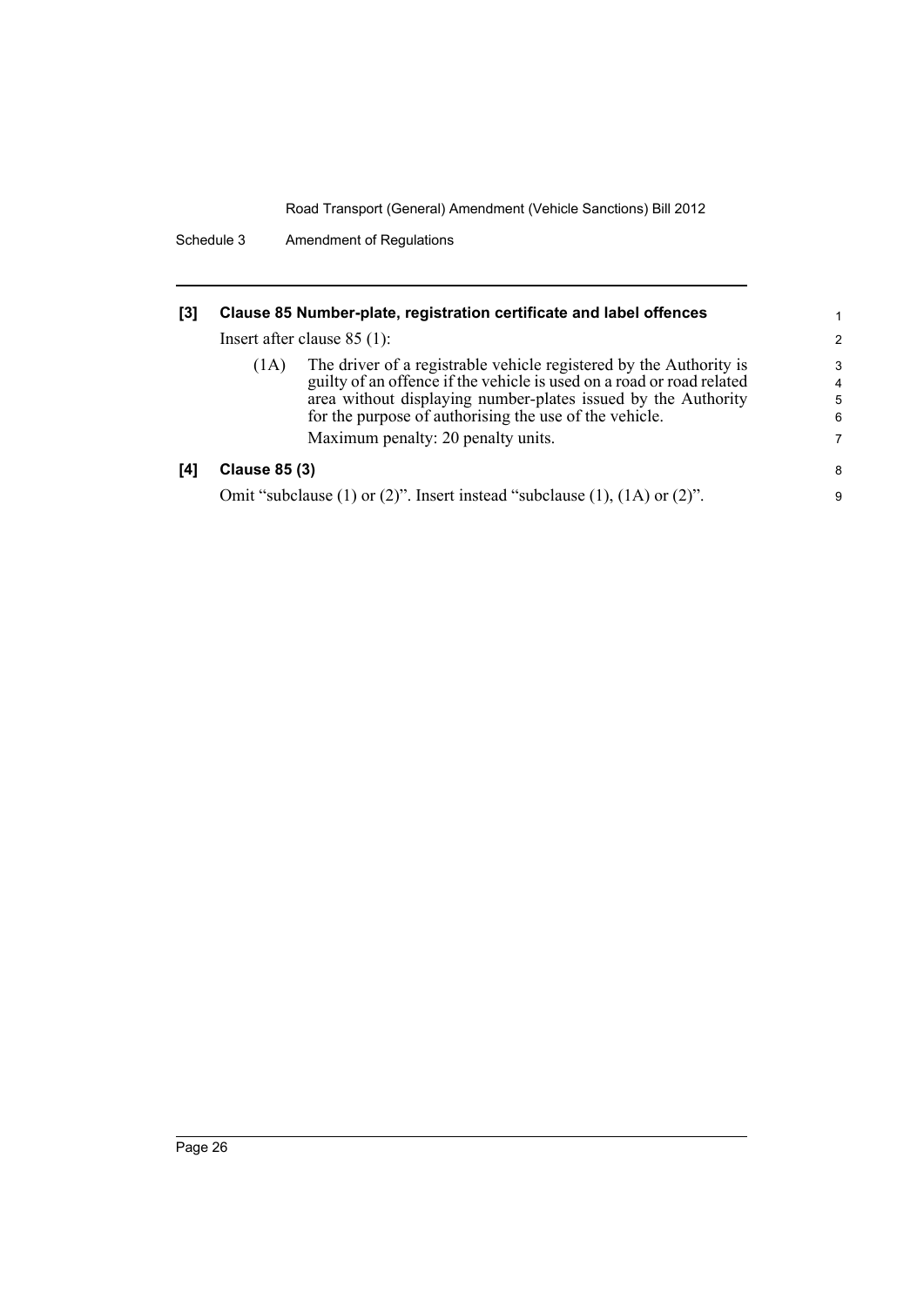**[3] Clause 85 Number-plate, registration certificate and label offences**

Insert after clause 85 (1):

(1A) The driver of a registrable vehicle registered by the Authority is guilty of an offence if the vehicle is used on a road or road related area without displaying number-plates issued by the Authority for the purpose of authorising the use of the vehicle.

Maximum penalty: 20 penalty units.

**[4] Clause 85 (3)**

Omit "subclause (1) or (2)". Insert instead "subclause (1), (1A) or (2)".